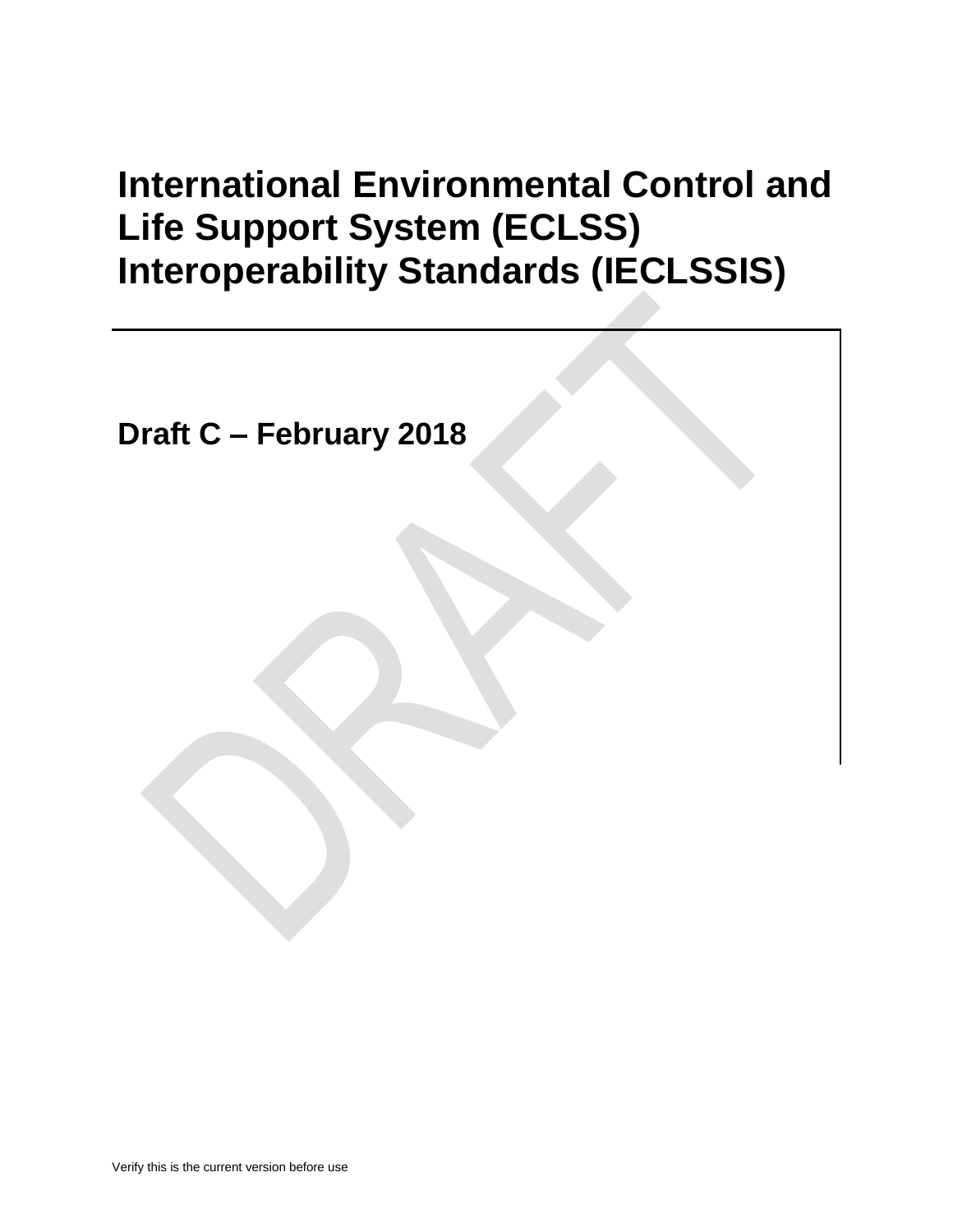# International Environmental Control and Life Support System (ECLSS) Interoperability Standards (IECLSSIS)

## Draft C – February 2018

Verify this is the current version before use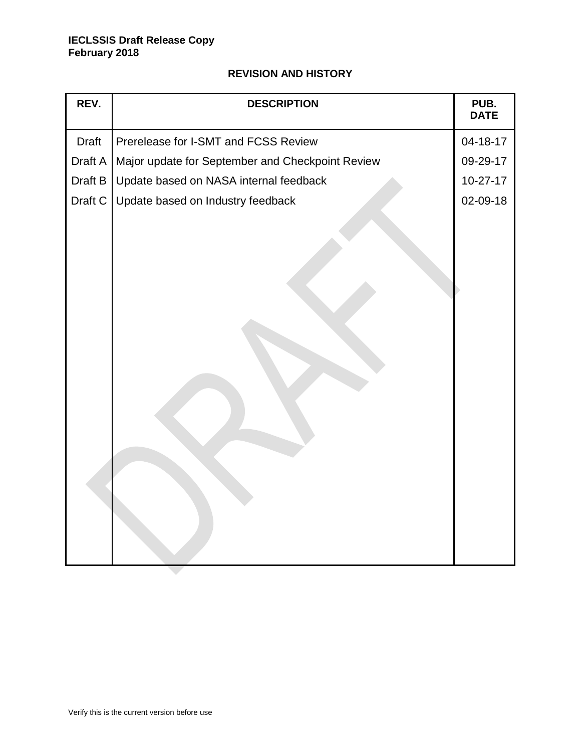## REVISION AND HISTORY

| REV. | DESCRIPTION | PUB. DATE |
|---|---|---|
| Draft | Prerelease for I-SMT and FCSS Review | 04-18-17 |
| Draft A | Major update for September and Checkpoint Review | 09-29-17 |
| Draft B | Update based on NASA internal feedback | 10-27-17 |
| Draft C | Update based on Industry feedback | 02-09-18 |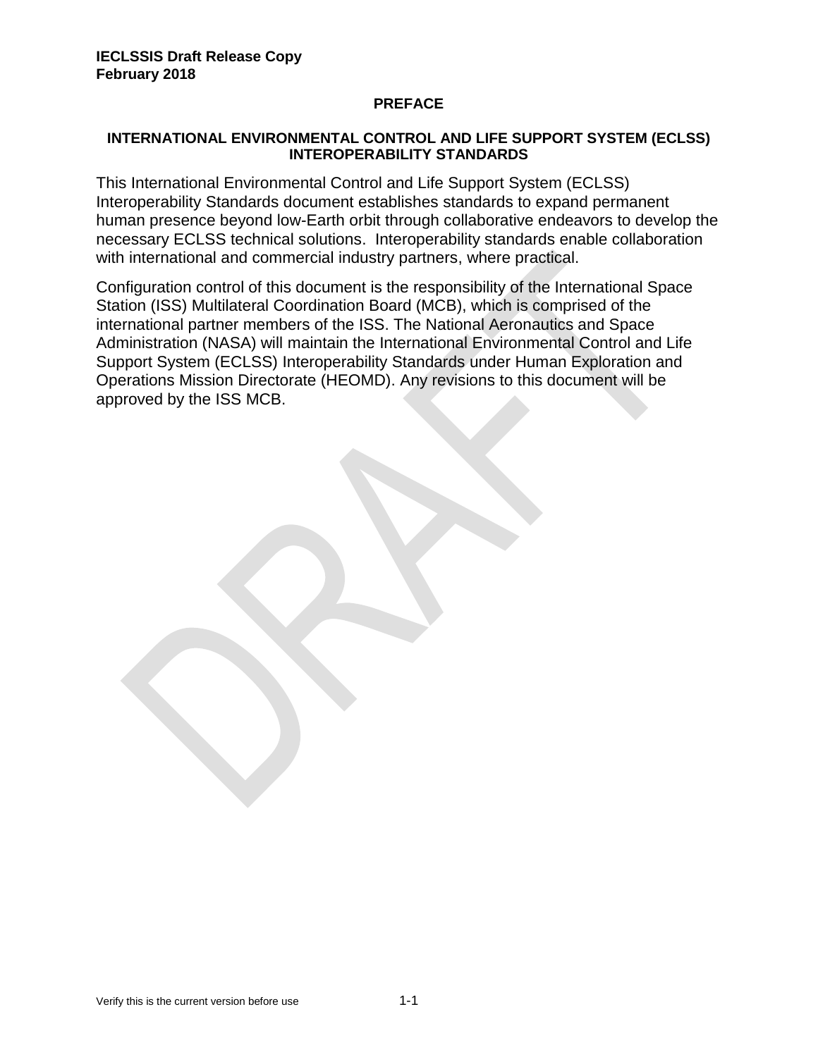# PREFACE

## INTERNATIONAL ENVIRONMENTAL CONTROL AND LIFE SUPPORT SYSTEM (ECLSS) INTEROPERABILITY STANDARDS

This International Environmental Control and Life Support System (ECLSS) Interoperability Standards document establishes standards to expand permanent human presence beyond low-Earth orbit through collaborative endeavors to develop the necessary ECLSS technical solutions. Interoperability standards enable collaboration with international and commercial industry partners, where practical.

Configuration control of this document is the responsibility of the International Space Station (ISS) Multilateral Coordination Board (MCB), which is comprised of the international partner members of the ISS. The National Aeronautics and Space Administration (NASA) will maintain the International Environmental Control and Life Support System (ECLSS) Interoperability Standards under Human Exploration and Operations Mission Directorate (HEOMD). Any revisions to this document will be approved by the ISS MCB.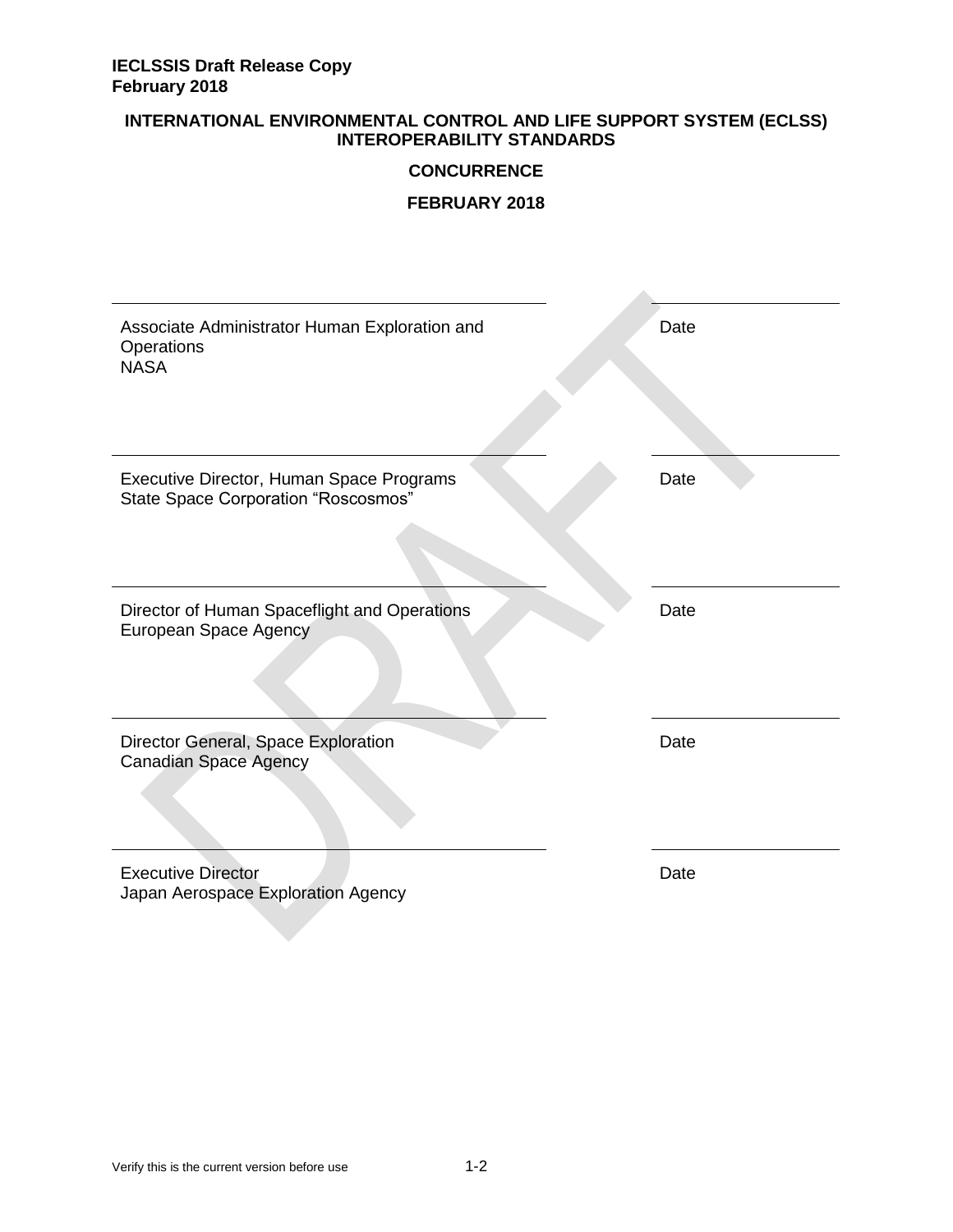**INTERNATIONAL ENVIRONMENTAL CONTROL AND LIFE SUPPORT SYSTEM (ECLSS) INTEROPERABILITY STANDARDS**

**CONCURRENCE**

**FEBRUARY 2018**

| | |
|---|---|
| Associate Administrator Human Exploration and Operations<br>NASA | Date |
| Executive Director, Human Space Programs<br>State Space Corporation "Roscosmos" | Date |
| Director of Human Spaceflight and Operations<br>European Space Agency | Date |
| Director General, Space Exploration<br>Canadian Space Agency | Date |
| Executive Director<br>Japan Aerospace Exploration Agency | Date |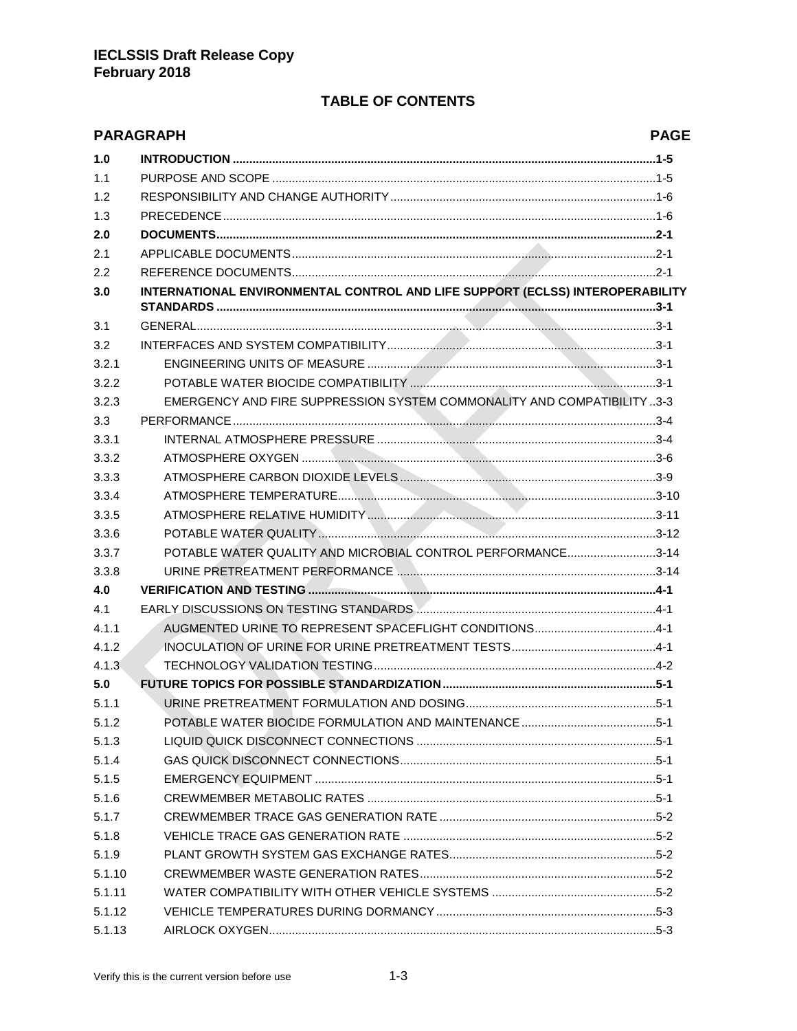**IECLSSIS Draft Release Copy**
**February 2018**

## TABLE OF CONTENTS

| PARAGRAPH | | PAGE |
|---|---|---|
| **1.0** | **INTRODUCTION** | **1-5** |
| 1.1 | PURPOSE AND SCOPE | 1-5 |
| 1.2 | RESPONSIBILITY AND CHANGE AUTHORITY | 1-6 |
| 1.3 | PRECEDENCE | 1-6 |
| **2.0** | **DOCUMENTS** | **2-1** |
| 2.1 | APPLICABLE DOCUMENTS | 2-1 |
| 2.2 | REFERENCE DOCUMENTS | 2-1 |
| **3.0** | **INTERNATIONAL ENVIRONMENTAL CONTROL AND LIFE SUPPORT (ECLSS) INTEROPERABILITY STANDARDS** | **3-1** |
| 3.1 | GENERAL | 3-1 |
| 3.2 | INTERFACES AND SYSTEM COMPATIBILITY | 3-1 |
| 3.2.1 | ENGINEERING UNITS OF MEASURE | 3-1 |
| 3.2.2 | POTABLE WATER BIOCIDE COMPATIBILITY | 3-1 |
| 3.2.3 | EMERGENCY AND FIRE SUPPRESSION SYSTEM COMMONALITY AND COMPATIBILITY | 3-3 |
| 3.3 | PERFORMANCE | 3-4 |
| 3.3.1 | INTERNAL ATMOSPHERE PRESSURE | 3-4 |
| 3.3.2 | ATMOSPHERE OXYGEN | 3-6 |
| 3.3.3 | ATMOSPHERE CARBON DIOXIDE LEVELS | 3-9 |
| 3.3.4 | ATMOSPHERE TEMPERATURE | 3-10 |
| 3.3.5 | ATMOSPHERE RELATIVE HUMIDITY | 3-11 |
| 3.3.6 | POTABLE WATER QUALITY | 3-12 |
| 3.3.7 | POTABLE WATER QUALITY AND MICROBIAL CONTROL PERFORMANCE | 3-14 |
| 3.3.8 | URINE PRETREATMENT PERFORMANCE | 3-14 |
| **4.0** | **VERIFICATION AND TESTING** | **4-1** |
| 4.1 | EARLY DISCUSSIONS ON TESTING STANDARDS | 4-1 |
| 4.1.1 | AUGMENTED URINE TO REPRESENT SPACEFLIGHT CONDITIONS | 4-1 |
| 4.1.2 | INOCULATION OF URINE FOR URINE PRETREATMENT TESTS | 4-1 |
| 4.1.3 | TECHNOLOGY VALIDATION TESTING | 4-2 |
| **5.0** | **FUTURE TOPICS FOR POSSIBLE STANDARDIZATION** | **5-1** |
| 5.1.1 | URINE PRETREATMENT FORMULATION AND DOSING | 5-1 |
| 5.1.2 | POTABLE WATER BIOCIDE FORMULATION AND MAINTENANCE | 5-1 |
| 5.1.3 | LIQUID QUICK DISCONNECT CONNECTIONS | 5-1 |
| 5.1.4 | GAS QUICK DISCONNECT CONNECTIONS | 5-1 |
| 5.1.5 | EMERGENCY EQUIPMENT | 5-1 |
| 5.1.6 | CREWMEMBER METABOLIC RATES | 5-1 |
| 5.1.7 | CREWMEMBER TRACE GAS GENERATION RATE | 5-2 |
| 5.1.8 | VEHICLE TRACE GAS GENERATION RATE | 5-2 |
| 5.1.9 | PLANT GROWTH SYSTEM GAS EXCHANGE RATES | 5-2 |
| 5.1.10 | CREWMEMBER WASTE GENERATION RATES | 5-2 |
| 5.1.11 | WATER COMPATIBILITY WITH OTHER VEHICLE SYSTEMS | 5-2 |
| 5.1.12 | VEHICLE TEMPERATURES DURING DORMANCY | 5-3 |
| 5.1.13 | AIRLOCK OXYGEN | 5-3 |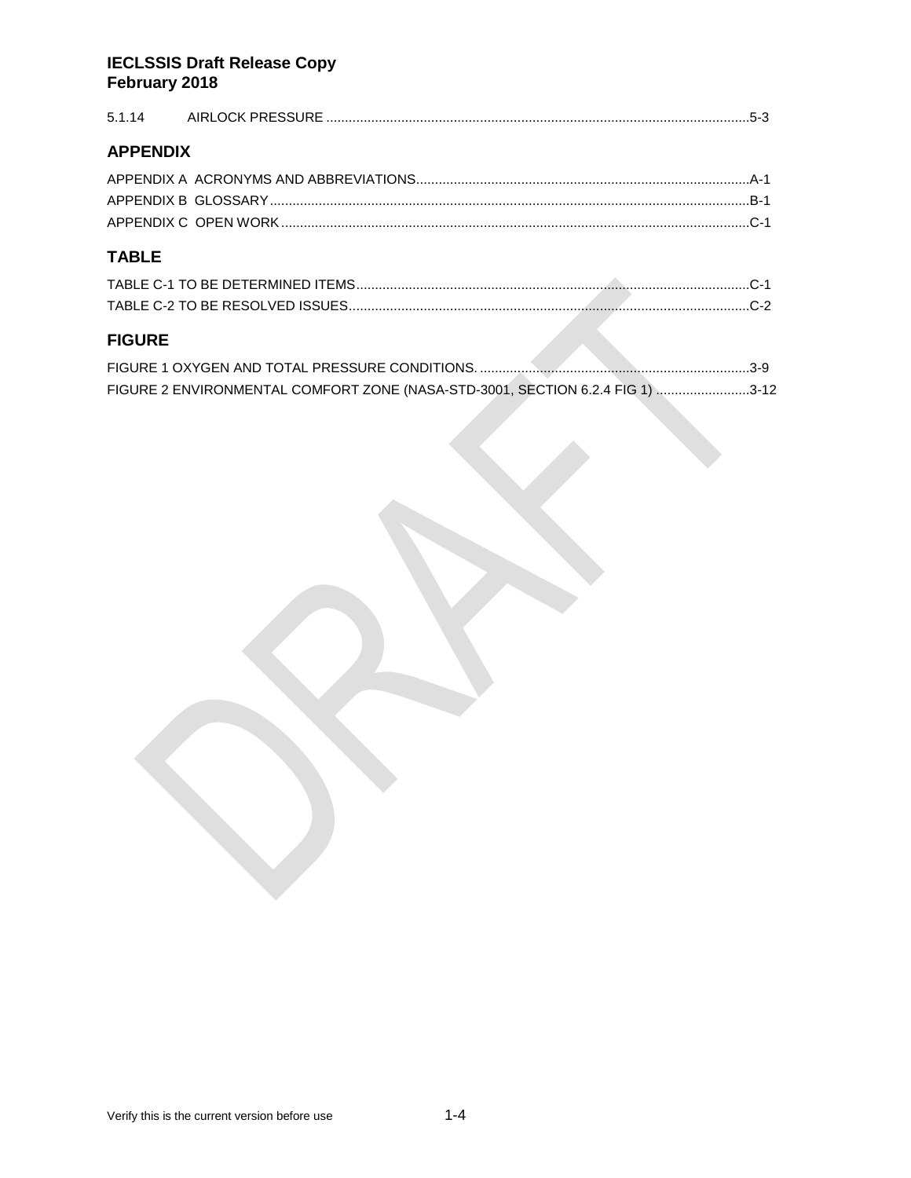5.1.14 AIRLOCK PRESSURE ....................................................................................................5-3

## APPENDIX

APPENDIX A ACRONYMS AND ABBREVIATIONS...........................................................................................A-1

APPENDIX B GLOSSARY.................................................................................................................................B-1

APPENDIX C OPEN WORK..............................................................................................................................C-1

## TABLE

TABLE C-1 TO BE DETERMINED ITEMS........................................................................................................C-1

TABLE C-2 TO BE RESOLVED ISSUES...........................................................................................................C-2

## FIGURE

FIGURE 1 OXYGEN AND TOTAL PRESSURE CONDITIONS. .........................................................................3-9

FIGURE 2 ENVIRONMENTAL COMFORT ZONE (NASA-STD-3001, SECTION 6.2.4 FIG 1) .........................3-12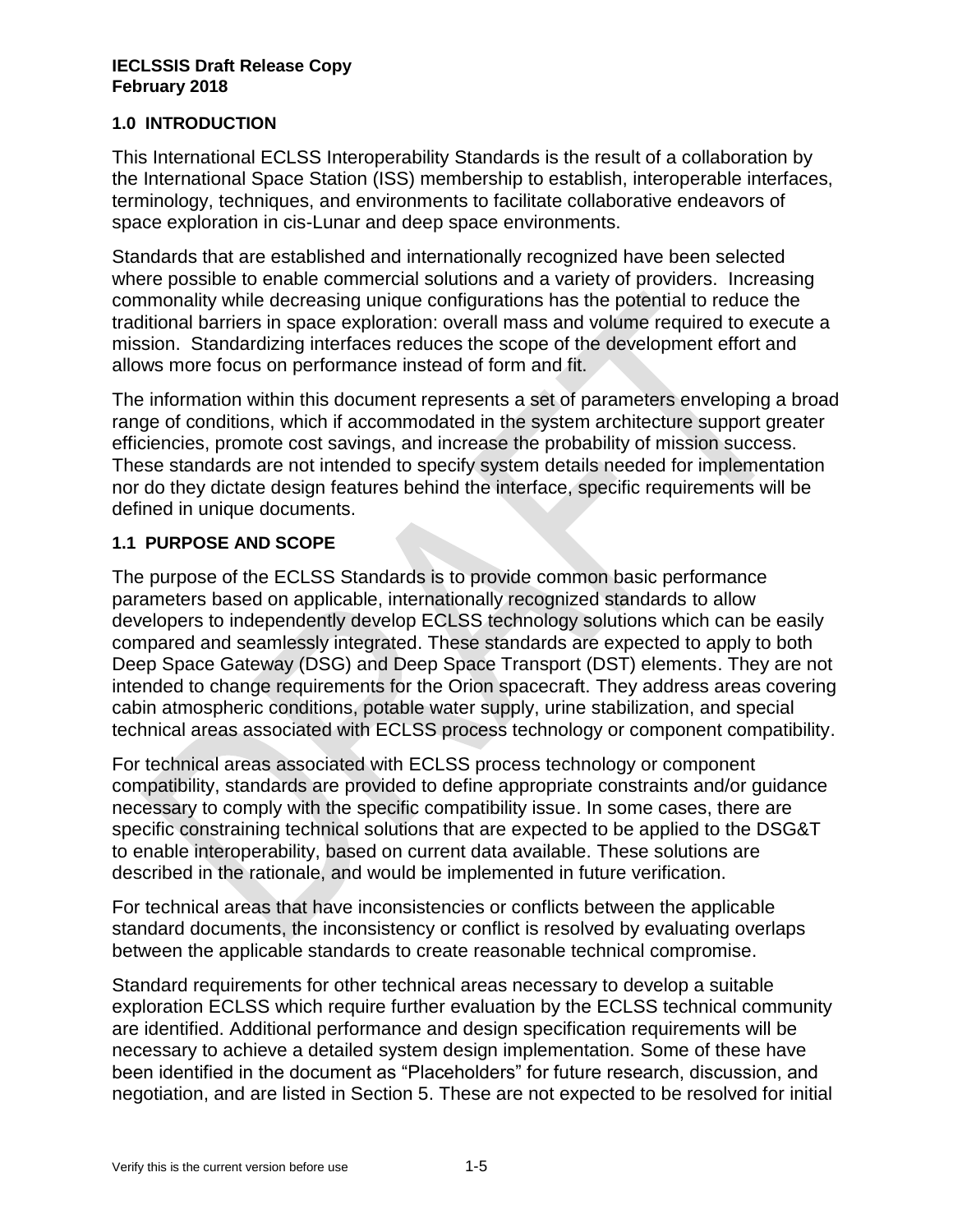## 1.0 INTRODUCTION

This International ECLSS Interoperability Standards is the result of a collaboration by the International Space Station (ISS) membership to establish, interoperable interfaces, terminology, techniques, and environments to facilitate collaborative endeavors of space exploration in cis-Lunar and deep space environments.

Standards that are established and internationally recognized have been selected where possible to enable commercial solutions and a variety of providers. Increasing commonality while decreasing unique configurations has the potential to reduce the traditional barriers in space exploration: overall mass and volume required to execute a mission. Standardizing interfaces reduces the scope of the development effort and allows more focus on performance instead of form and fit.

The information within this document represents a set of parameters enveloping a broad range of conditions, which if accommodated in the system architecture support greater efficiencies, promote cost savings, and increase the probability of mission success. These standards are not intended to specify system details needed for implementation nor do they dictate design features behind the interface, specific requirements will be defined in unique documents.

### 1.1 PURPOSE AND SCOPE

The purpose of the ECLSS Standards is to provide common basic performance parameters based on applicable, internationally recognized standards to allow developers to independently develop ECLSS technology solutions which can be easily compared and seamlessly integrated. These standards are expected to apply to both Deep Space Gateway (DSG) and Deep Space Transport (DST) elements. They are not intended to change requirements for the Orion spacecraft. They address areas covering cabin atmospheric conditions, potable water supply, urine stabilization, and special technical areas associated with ECLSS process technology or component compatibility.

For technical areas associated with ECLSS process technology or component compatibility, standards are provided to define appropriate constraints and/or guidance necessary to comply with the specific compatibility issue. In some cases, there are specific constraining technical solutions that are expected to be applied to the DSG&T to enable interoperability, based on current data available. These solutions are described in the rationale, and would be implemented in future verification.

For technical areas that have inconsistencies or conflicts between the applicable standard documents, the inconsistency or conflict is resolved by evaluating overlaps between the applicable standards to create reasonable technical compromise.

Standard requirements for other technical areas necessary to develop a suitable exploration ECLSS which require further evaluation by the ECLSS technical community are identified. Additional performance and design specification requirements will be necessary to achieve a detailed system design implementation. Some of these have been identified in the document as "Placeholders" for future research, discussion, and negotiation, and are listed in Section 5. These are not expected to be resolved for initial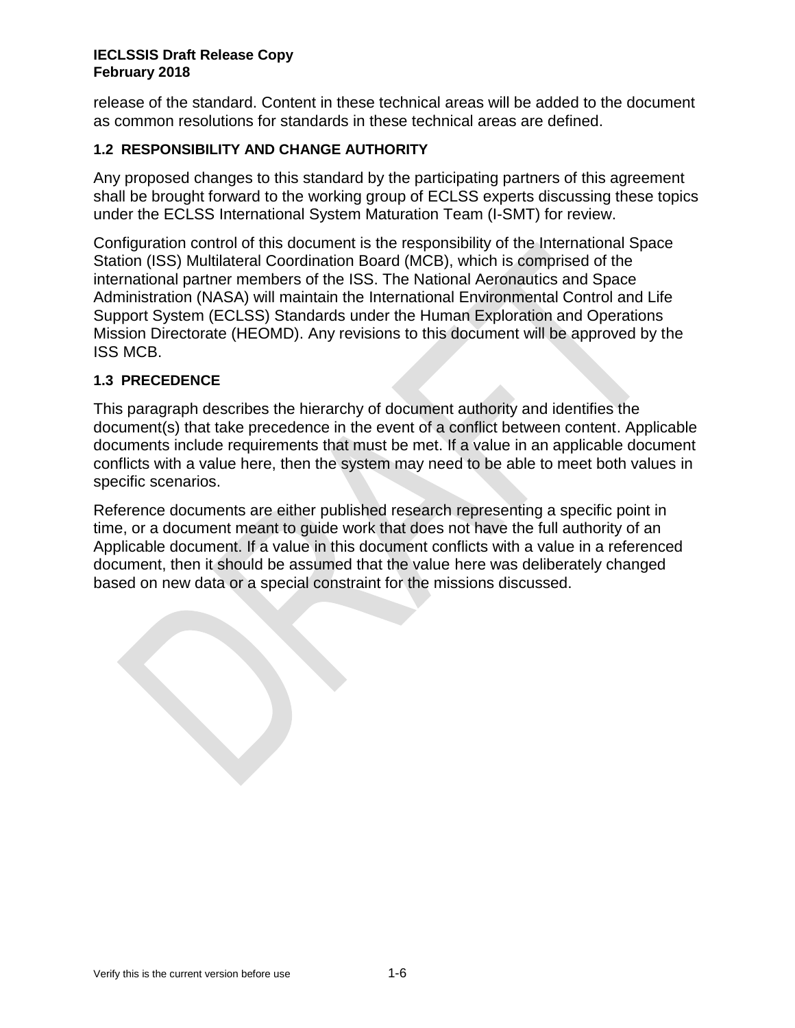release of the standard. Content in these technical areas will be added to the document as common resolutions for standards in these technical areas are defined.

### 1.2 RESPONSIBILITY AND CHANGE AUTHORITY

Any proposed changes to this standard by the participating partners of this agreement shall be brought forward to the working group of ECLSS experts discussing these topics under the ECLSS International System Maturation Team (I-SMT) for review.

Configuration control of this document is the responsibility of the International Space Station (ISS) Multilateral Coordination Board (MCB), which is comprised of the international partner members of the ISS. The National Aeronautics and Space Administration (NASA) will maintain the International Environmental Control and Life Support System (ECLSS) Standards under the Human Exploration and Operations Mission Directorate (HEOMD). Any revisions to this document will be approved by the ISS MCB.

### 1.3 PRECEDENCE

This paragraph describes the hierarchy of document authority and identifies the document(s) that take precedence in the event of a conflict between content. Applicable documents include requirements that must be met. If a value in an applicable document conflicts with a value here, then the system may need to be able to meet both values in specific scenarios.

Reference documents are either published research representing a specific point in time, or a document meant to guide work that does not have the full authority of an Applicable document. If a value in this document conflicts with a value in a referenced document, then it should be assumed that the value here was deliberately changed based on new data or a special constraint for the missions discussed.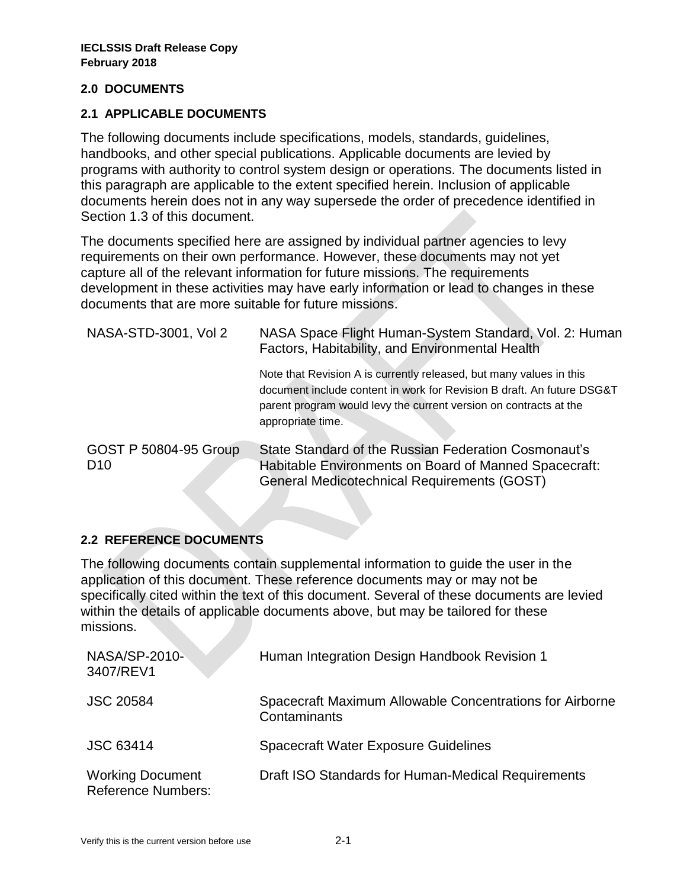## 2.0 DOCUMENTS

### 2.1 APPLICABLE DOCUMENTS

The following documents include specifications, models, standards, guidelines, handbooks, and other special publications. Applicable documents are levied by programs with authority to control system design or operations. The documents listed in this paragraph are applicable to the extent specified herein. Inclusion of applicable documents herein does not in any way supersede the order of precedence identified in Section 1.3 of this document.

The documents specified here are assigned by individual partner agencies to levy requirements on their own performance. However, these documents may not yet capture all of the relevant information for future missions. The requirements development in these activities may have early information or lead to changes in these documents that are more suitable for future missions.

| | |
|---|---|
| NASA-STD-3001, Vol 2 | NASA Space Flight Human-System Standard, Vol. 2: Human Factors, Habitability, and Environmental Health<br><br>Note that Revision A is currently released, but many values in this document include content in work for Revision B draft. An future DSG&T parent program would levy the current version on contracts at the appropriate time. |
| GOST P 50804-95 Group D10 | State Standard of the Russian Federation Cosmonaut's Habitable Environments on Board of Manned Spacecraft: General Medicotechnical Requirements (GOST) |

### 2.2 REFERENCE DOCUMENTS

The following documents contain supplemental information to guide the user in the application of this document. These reference documents may or may not be specifically cited within the text of this document. Several of these documents are levied within the details of applicable documents above, but may be tailored for these missions.

| | |
|---|---|
| NASA/SP-2010-3407/REV1 | Human Integration Design Handbook Revision 1 |
| JSC 20584 | Spacecraft Maximum Allowable Concentrations for Airborne Contaminants |
| JSC 63414 | Spacecraft Water Exposure Guidelines |
| Working Document Reference Numbers: | Draft ISO Standards for Human-Medical Requirements |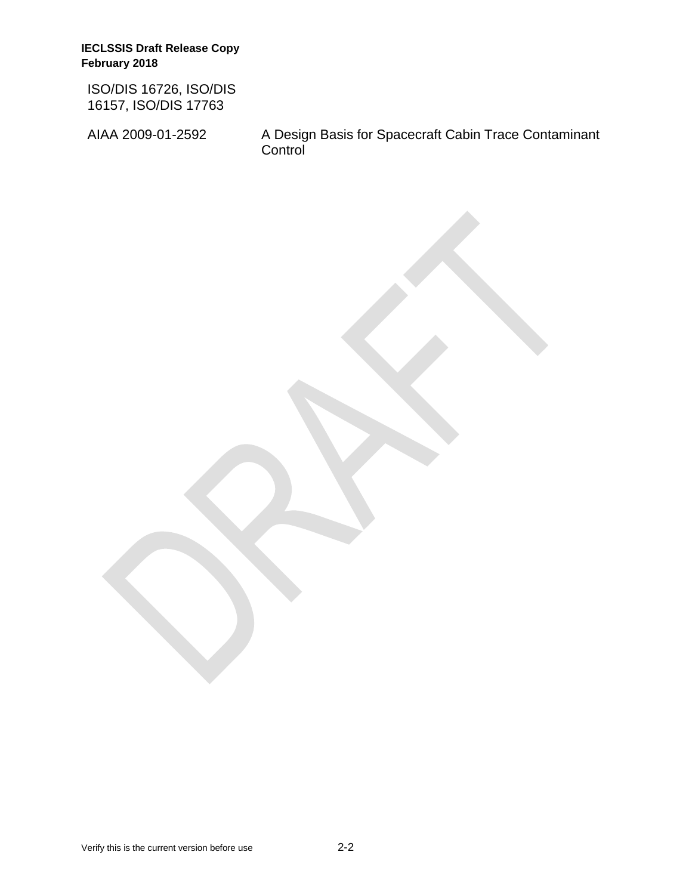| | |
|---|---|
| ISO/DIS 16726, ISO/DIS 16157, ISO/DIS 17763 | |
| AIAA 2009-01-2592 | A Design Basis for Spacecraft Cabin Trace Contaminant Control |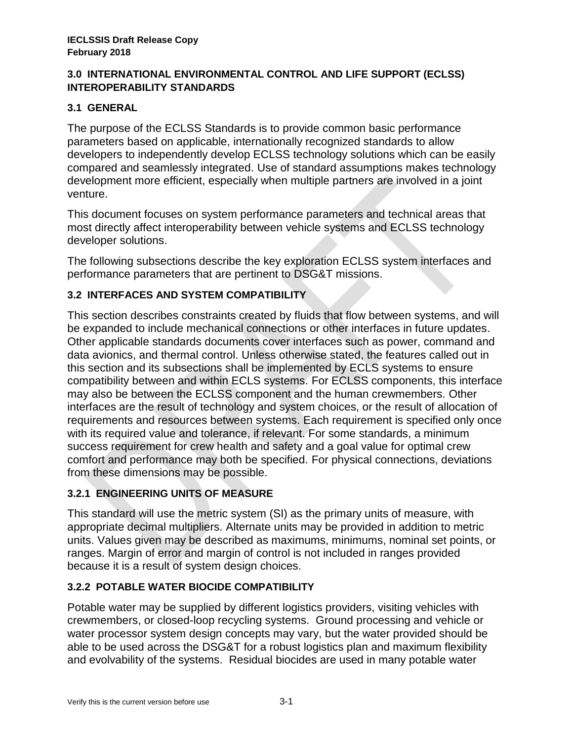## 3.0 INTERNATIONAL ENVIRONMENTAL CONTROL AND LIFE SUPPORT (ECLSS) INTEROPERABILITY STANDARDS

### 3.1 GENERAL

The purpose of the ECLSS Standards is to provide common basic performance parameters based on applicable, internationally recognized standards to allow developers to independently develop ECLSS technology solutions which can be easily compared and seamlessly integrated. Use of standard assumptions makes technology development more efficient, especially when multiple partners are involved in a joint venture.

This document focuses on system performance parameters and technical areas that most directly affect interoperability between vehicle systems and ECLSS technology developer solutions.

The following subsections describe the key exploration ECLSS system interfaces and performance parameters that are pertinent to DSG&T missions.

### 3.2 INTERFACES AND SYSTEM COMPATIBILITY

This section describes constraints created by fluids that flow between systems, and will be expanded to include mechanical connections or other interfaces in future updates. Other applicable standards documents cover interfaces such as power, command and data avionics, and thermal control. Unless otherwise stated, the features called out in this section and its subsections shall be implemented by ECLS systems to ensure compatibility between and within ECLS systems. For ECLSS components, this interface may also be between the ECLSS component and the human crewmembers. Other interfaces are the result of technology and system choices, or the result of allocation of requirements and resources between systems. Each requirement is specified only once with its required value and tolerance, if relevant. For some standards, a minimum success requirement for crew health and safety and a goal value for optimal crew comfort and performance may both be specified. For physical connections, deviations from these dimensions may be possible.

#### 3.2.1 ENGINEERING UNITS OF MEASURE

This standard will use the metric system (SI) as the primary units of measure, with appropriate decimal multipliers. Alternate units may be provided in addition to metric units. Values given may be described as maximums, minimums, nominal set points, or ranges. Margin of error and margin of control is not included in ranges provided because it is a result of system design choices.

#### 3.2.2 POTABLE WATER BIOCIDE COMPATIBILITY

Potable water may be supplied by different logistics providers, visiting vehicles with crewmembers, or closed-loop recycling systems. Ground processing and vehicle or water processor system design concepts may vary, but the water provided should be able to be used across the DSG&T for a robust logistics plan and maximum flexibility and evolvability of the systems. Residual biocides are used in many potable water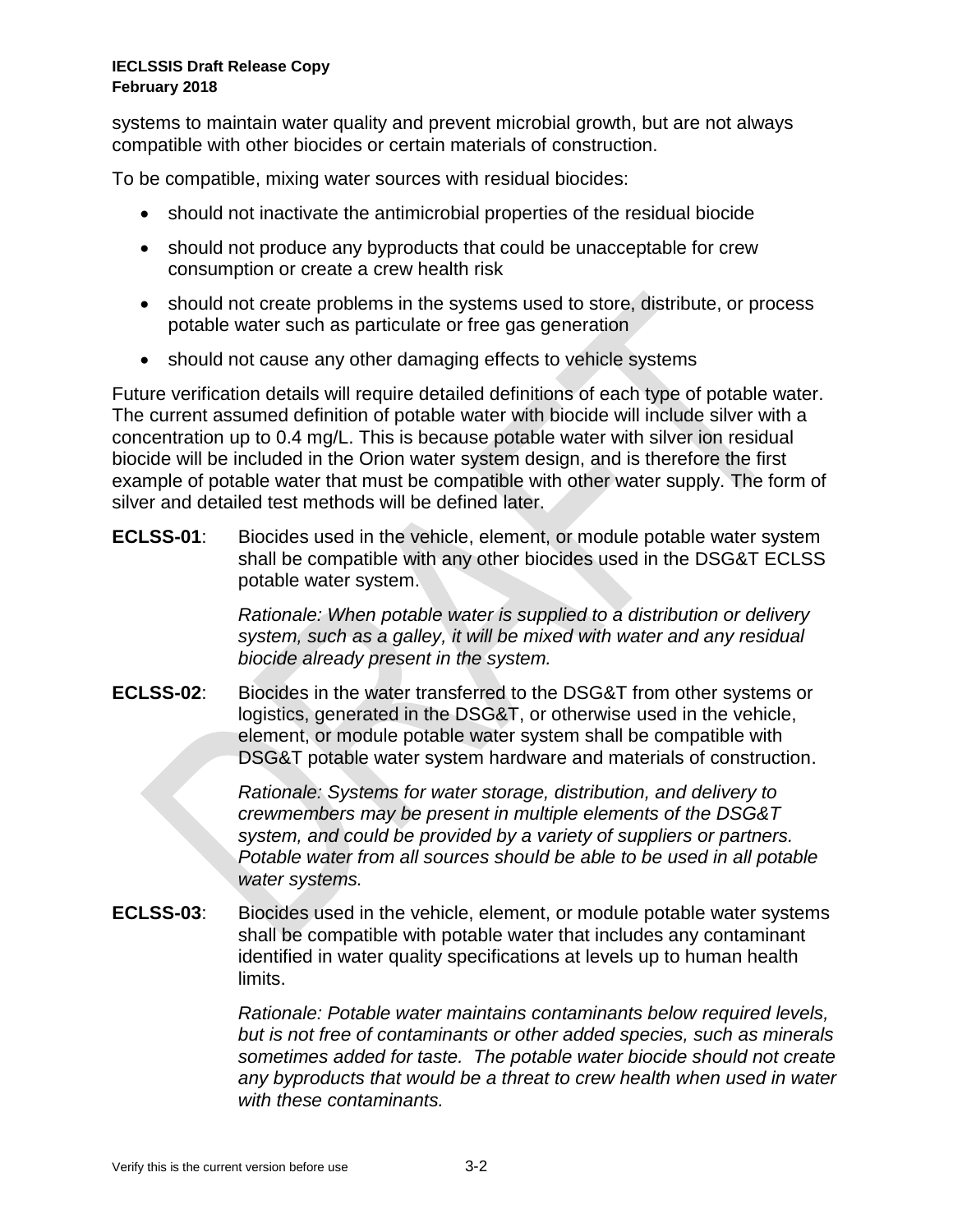systems to maintain water quality and prevent microbial growth, but are not always compatible with other biocides or certain materials of construction.

To be compatible, mixing water sources with residual biocides:

- should not inactivate the antimicrobial properties of the residual biocide
- should not produce any byproducts that could be unacceptable for crew consumption or create a crew health risk
- should not create problems in the systems used to store, distribute, or process potable water such as particulate or free gas generation
- should not cause any other damaging effects to vehicle systems

Future verification details will require detailed definitions of each type of potable water. The current assumed definition of potable water with biocide will include silver with a concentration up to 0.4 mg/L. This is because potable water with silver ion residual biocide will be included in the Orion water system design, and is therefore the first example of potable water that must be compatible with other water supply. The form of silver and detailed test methods will be defined later.

**ECLSS-01**: Biocides used in the vehicle, element, or module potable water system shall be compatible with any other biocides used in the DSG&T ECLSS potable water system.

*Rationale: When potable water is supplied to a distribution or delivery system, such as a galley, it will be mixed with water and any residual biocide already present in the system.*

**ECLSS-02**: Biocides in the water transferred to the DSG&T from other systems or logistics, generated in the DSG&T, or otherwise used in the vehicle, element, or module potable water system shall be compatible with DSG&T potable water system hardware and materials of construction.

*Rationale: Systems for water storage, distribution, and delivery to crewmembers may be present in multiple elements of the DSG&T system, and could be provided by a variety of suppliers or partners. Potable water from all sources should be able to be used in all potable water systems.*

**ECLSS-03**: Biocides used in the vehicle, element, or module potable water systems shall be compatible with potable water that includes any contaminant identified in water quality specifications at levels up to human health limits.

*Rationale: Potable water maintains contaminants below required levels, but is not free of contaminants or other added species, such as minerals sometimes added for taste. The potable water biocide should not create any byproducts that would be a threat to crew health when used in water with these contaminants.*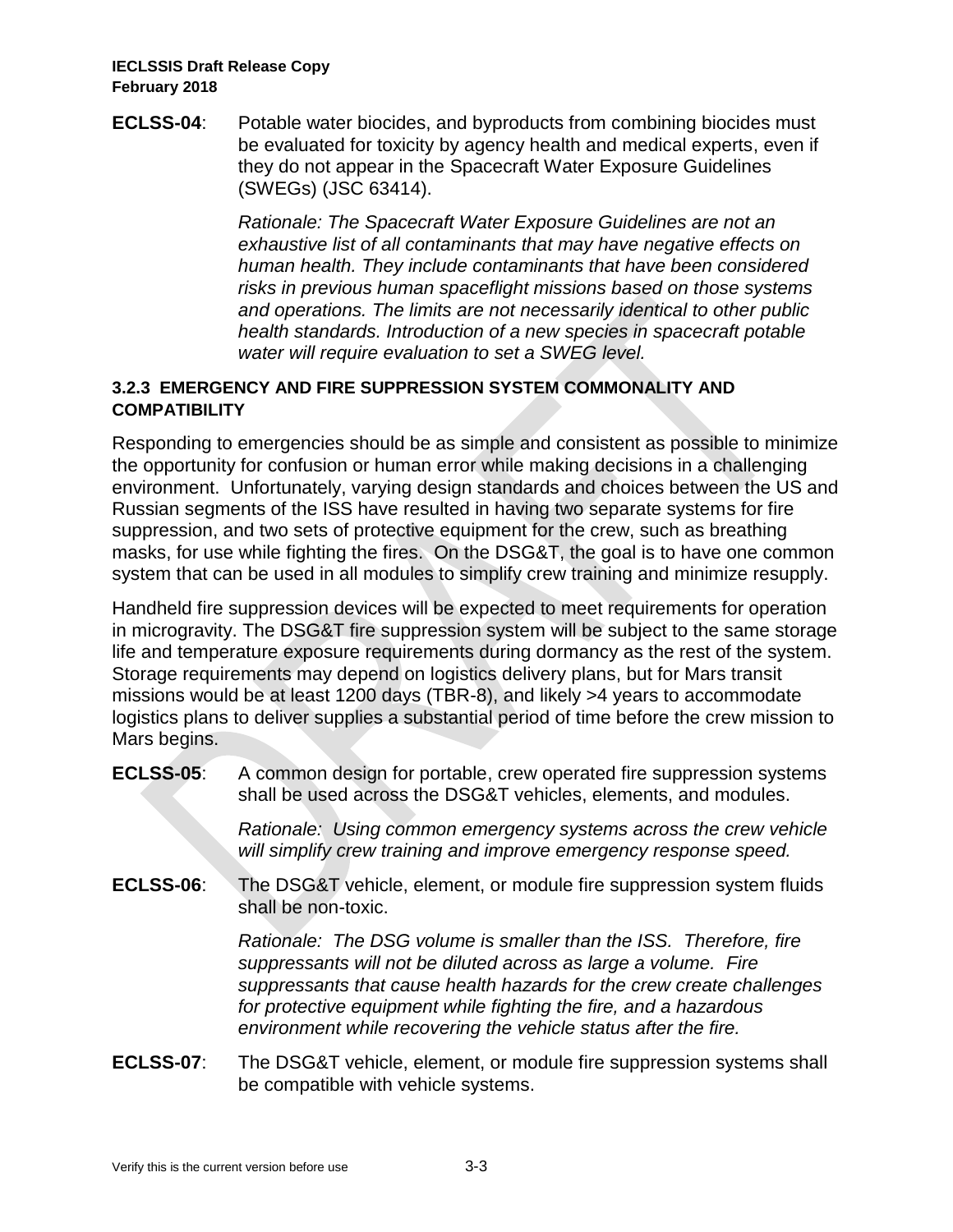**ECLSS-04**: Potable water biocides, and byproducts from combining biocides must be evaluated for toxicity by agency health and medical experts, even if they do not appear in the Spacecraft Water Exposure Guidelines (SWEGs) (JSC 63414).

*Rationale: The Spacecraft Water Exposure Guidelines are not an exhaustive list of all contaminants that may have negative effects on human health. They include contaminants that have been considered risks in previous human spaceflight missions based on those systems and operations. The limits are not necessarily identical to other public health standards. Introduction of a new species in spacecraft potable water will require evaluation to set a SWEG level.*

### 3.2.3 EMERGENCY AND FIRE SUPPRESSION SYSTEM COMMONALITY AND COMPATIBILITY

Responding to emergencies should be as simple and consistent as possible to minimize the opportunity for confusion or human error while making decisions in a challenging environment. Unfortunately, varying design standards and choices between the US and Russian segments of the ISS have resulted in having two separate systems for fire suppression, and two sets of protective equipment for the crew, such as breathing masks, for use while fighting the fires. On the DSG&T, the goal is to have one common system that can be used in all modules to simplify crew training and minimize resupply.

Handheld fire suppression devices will be expected to meet requirements for operation in microgravity. The DSG&T fire suppression system will be subject to the same storage life and temperature exposure requirements during dormancy as the rest of the system. Storage requirements may depend on logistics delivery plans, but for Mars transit missions would be at least 1200 days (TBR-8), and likely >4 years to accommodate logistics plans to deliver supplies a substantial period of time before the crew mission to Mars begins.

**ECLSS-05**: A common design for portable, crew operated fire suppression systems shall be used across the DSG&T vehicles, elements, and modules.

*Rationale: Using common emergency systems across the crew vehicle will simplify crew training and improve emergency response speed.*

**ECLSS-06**: The DSG&T vehicle, element, or module fire suppression system fluids shall be non-toxic.

*Rationale: The DSG volume is smaller than the ISS. Therefore, fire suppressants will not be diluted across as large a volume. Fire suppressants that cause health hazards for the crew create challenges for protective equipment while fighting the fire, and a hazardous environment while recovering the vehicle status after the fire.*

**ECLSS-07**: The DSG&T vehicle, element, or module fire suppression systems shall be compatible with vehicle systems.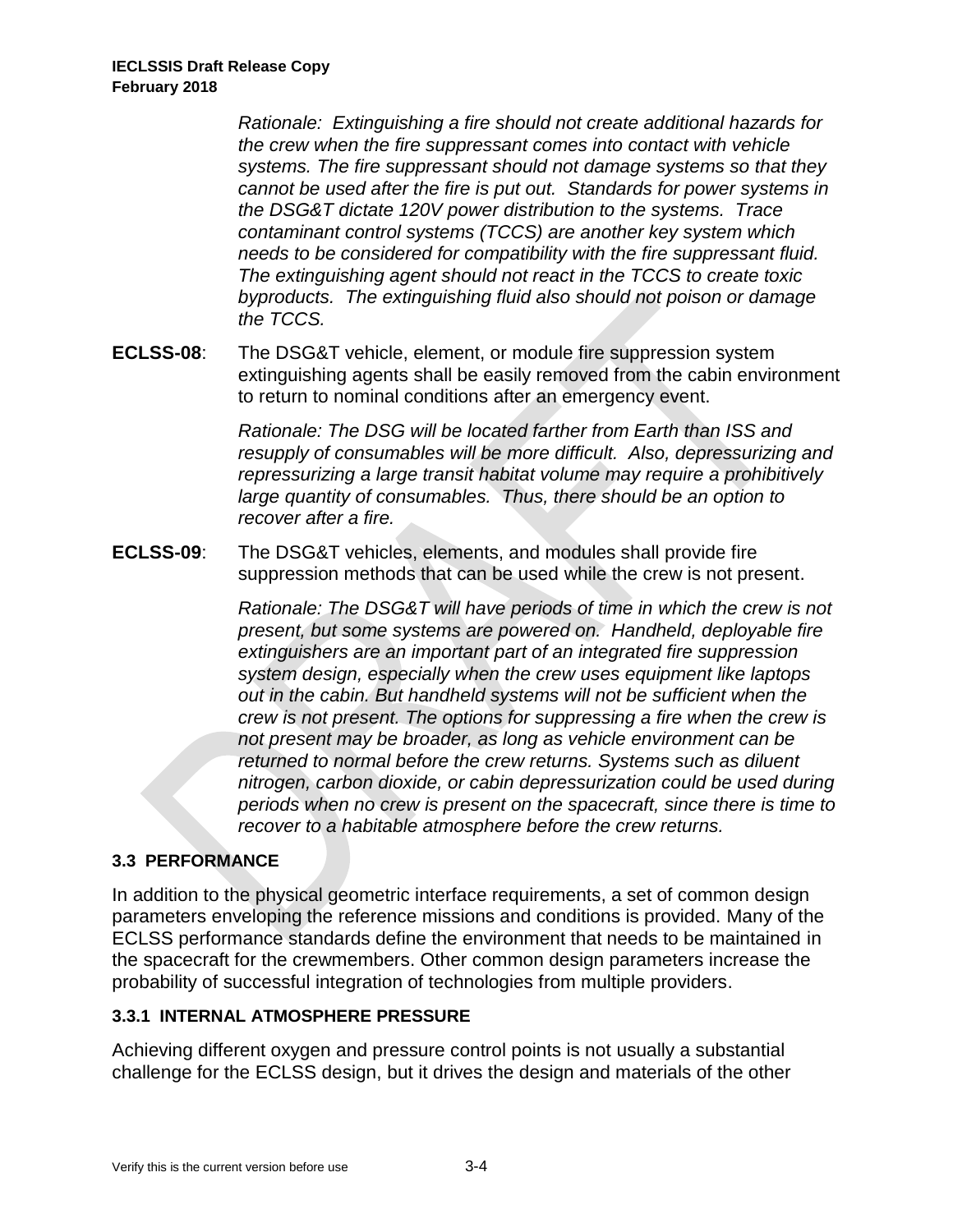*Rationale: Extinguishing a fire should not create additional hazards for the crew when the fire suppressant comes into contact with vehicle systems. The fire suppressant should not damage systems so that they cannot be used after the fire is put out. Standards for power systems in the DSG&T dictate 120V power distribution to the systems. Trace contaminant control systems (TCCS) are another key system which needs to be considered for compatibility with the fire suppressant fluid. The extinguishing agent should not react in the TCCS to create toxic byproducts. The extinguishing fluid also should not poison or damage the TCCS.*

**ECLSS-08**: The DSG&T vehicle, element, or module fire suppression system extinguishing agents shall be easily removed from the cabin environment to return to nominal conditions after an emergency event.

*Rationale: The DSG will be located farther from Earth than ISS and resupply of consumables will be more difficult. Also, depressurizing and repressurizing a large transit habitat volume may require a prohibitively large quantity of consumables. Thus, there should be an option to recover after a fire.*

**ECLSS-09**: The DSG&T vehicles, elements, and modules shall provide fire suppression methods that can be used while the crew is not present.

*Rationale: The DSG&T will have periods of time in which the crew is not present, but some systems are powered on. Handheld, deployable fire extinguishers are an important part of an integrated fire suppression system design, especially when the crew uses equipment like laptops out in the cabin. But handheld systems will not be sufficient when the crew is not present. The options for suppressing a fire when the crew is not present may be broader, as long as vehicle environment can be returned to normal before the crew returns. Systems such as diluent nitrogen, carbon dioxide, or cabin depressurization could be used during periods when no crew is present on the spacecraft, since there is time to recover to a habitable atmosphere before the crew returns.*

## 3.3 PERFORMANCE

In addition to the physical geometric interface requirements, a set of common design parameters enveloping the reference missions and conditions is provided. Many of the ECLSS performance standards define the environment that needs to be maintained in the spacecraft for the crewmembers. Other common design parameters increase the probability of successful integration of technologies from multiple providers.

### 3.3.1 INTERNAL ATMOSPHERE PRESSURE

Achieving different oxygen and pressure control points is not usually a substantial challenge for the ECLSS design, but it drives the design and materials of the other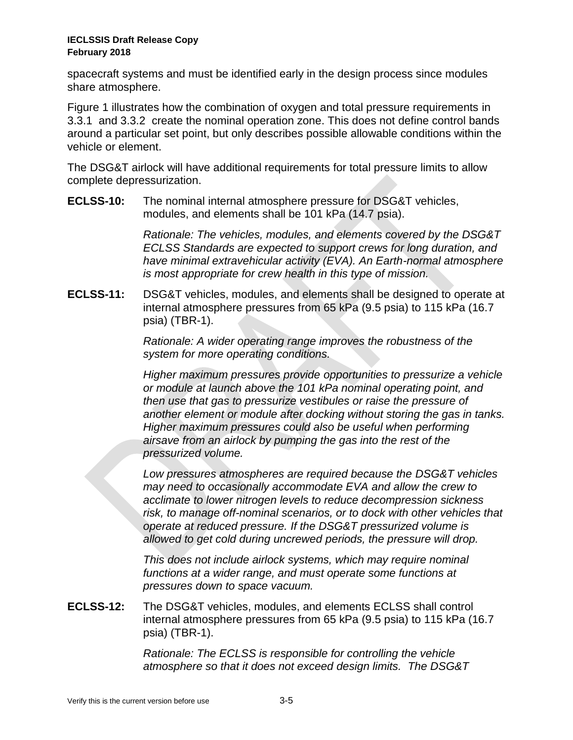spacecraft systems and must be identified early in the design process since modules share atmosphere.

Figure 1 illustrates how the combination of oxygen and total pressure requirements in 3.3.1 and 3.3.2 create the nominal operation zone. This does not define control bands around a particular set point, but only describes possible allowable conditions within the vehicle or element.

The DSG&T airlock will have additional requirements for total pressure limits to allow complete depressurization.

**ECLSS-10:** The nominal internal atmosphere pressure for DSG&T vehicles, modules, and elements shall be 101 kPa (14.7 psia).

*Rationale: The vehicles, modules, and elements covered by the DSG&T ECLSS Standards are expected to support crews for long duration, and have minimal extravehicular activity (EVA). An Earth-normal atmosphere is most appropriate for crew health in this type of mission.*

**ECLSS-11:** DSG&T vehicles, modules, and elements shall be designed to operate at internal atmosphere pressures from 65 kPa (9.5 psia) to 115 kPa (16.7 psia) (TBR-1).

*Rationale: A wider operating range improves the robustness of the system for more operating conditions.*

*Higher maximum pressures provide opportunities to pressurize a vehicle or module at launch above the 101 kPa nominal operating point, and then use that gas to pressurize vestibules or raise the pressure of another element or module after docking without storing the gas in tanks. Higher maximum pressures could also be useful when performing airsave from an airlock by pumping the gas into the rest of the pressurized volume.*

*Low pressures atmospheres are required because the DSG&T vehicles may need to occasionally accommodate EVA and allow the crew to acclimate to lower nitrogen levels to reduce decompression sickness risk, to manage off-nominal scenarios, or to dock with other vehicles that operate at reduced pressure. If the DSG&T pressurized volume is allowed to get cold during uncrewed periods, the pressure will drop.*

*This does not include airlock systems, which may require nominal functions at a wider range, and must operate some functions at pressures down to space vacuum.*

**ECLSS-12:** The DSG&T vehicles, modules, and elements ECLSS shall control internal atmosphere pressures from 65 kPa (9.5 psia) to 115 kPa (16.7 psia) (TBR-1).

*Rationale: The ECLSS is responsible for controlling the vehicle atmosphere so that it does not exceed design limits. The DSG&T*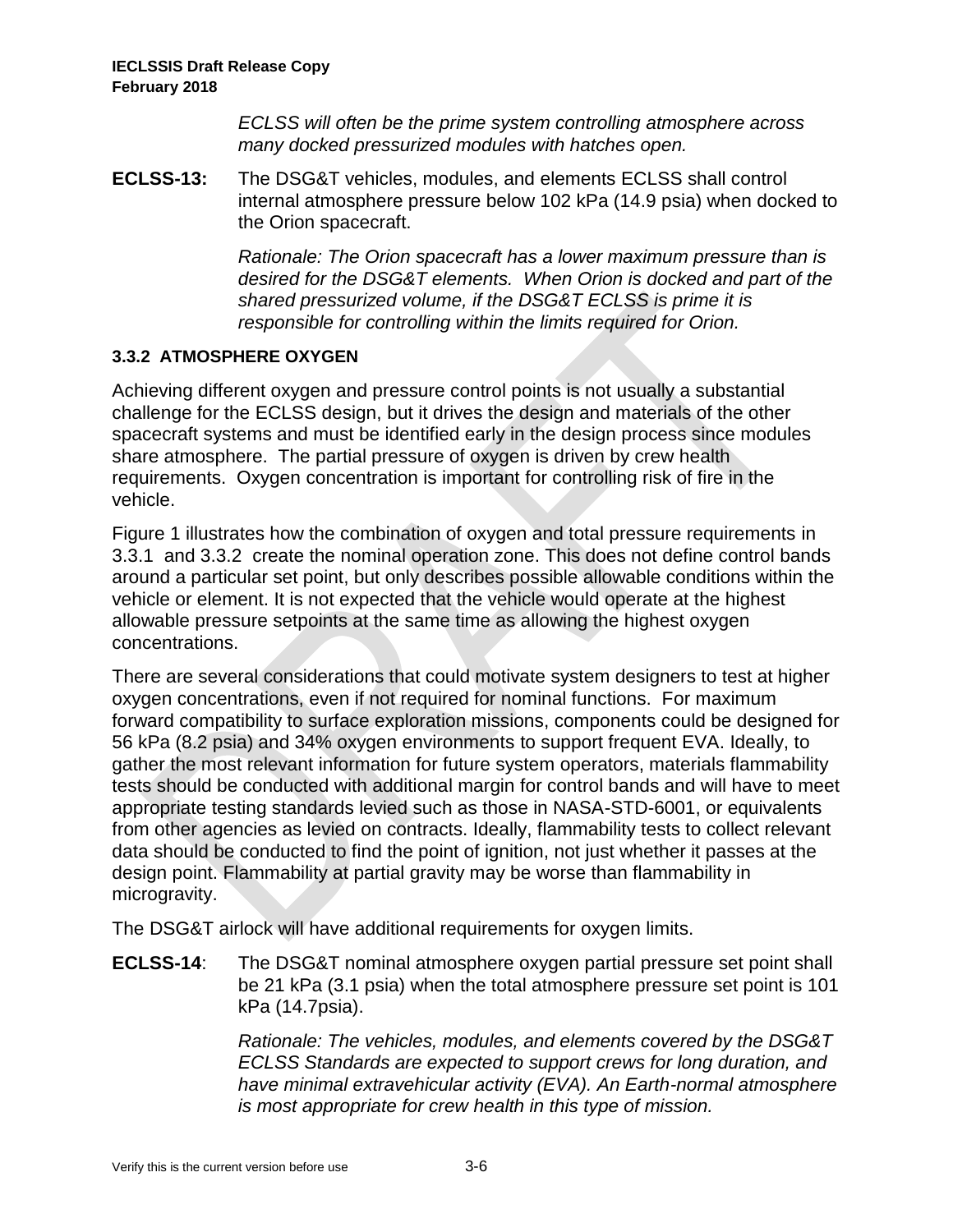*ECLSS will often be the prime system controlling atmosphere across many docked pressurized modules with hatches open.*

**ECLSS-13:** The DSG&T vehicles, modules, and elements ECLSS shall control internal atmosphere pressure below 102 kPa (14.9 psia) when docked to the Orion spacecraft.

*Rationale: The Orion spacecraft has a lower maximum pressure than is desired for the DSG&T elements. When Orion is docked and part of the shared pressurized volume, if the DSG&T ECLSS is prime it is responsible for controlling within the limits required for Orion.*

### 3.3.2 ATMOSPHERE OXYGEN

Achieving different oxygen and pressure control points is not usually a substantial challenge for the ECLSS design, but it drives the design and materials of the other spacecraft systems and must be identified early in the design process since modules share atmosphere. The partial pressure of oxygen is driven by crew health requirements. Oxygen concentration is important for controlling risk of fire in the vehicle.

Figure 1 illustrates how the combination of oxygen and total pressure requirements in 3.3.1 and 3.3.2 create the nominal operation zone. This does not define control bands around a particular set point, but only describes possible allowable conditions within the vehicle or element. It is not expected that the vehicle would operate at the highest allowable pressure setpoints at the same time as allowing the highest oxygen concentrations.

There are several considerations that could motivate system designers to test at higher oxygen concentrations, even if not required for nominal functions. For maximum forward compatibility to surface exploration missions, components could be designed for 56 kPa (8.2 psia) and 34% oxygen environments to support frequent EVA. Ideally, to gather the most relevant information for future system operators, materials flammability tests should be conducted with additional margin for control bands and will have to meet appropriate testing standards levied such as those in NASA-STD-6001, or equivalents from other agencies as levied on contracts. Ideally, flammability tests to collect relevant data should be conducted to find the point of ignition, not just whether it passes at the design point. Flammability at partial gravity may be worse than flammability in microgravity.

The DSG&T airlock will have additional requirements for oxygen limits.

**ECLSS-14**: The DSG&T nominal atmosphere oxygen partial pressure set point shall be 21 kPa (3.1 psia) when the total atmosphere pressure set point is 101 kPa (14.7psia).

*Rationale: The vehicles, modules, and elements covered by the DSG&T ECLSS Standards are expected to support crews for long duration, and have minimal extravehicular activity (EVA). An Earth-normal atmosphere is most appropriate for crew health in this type of mission.*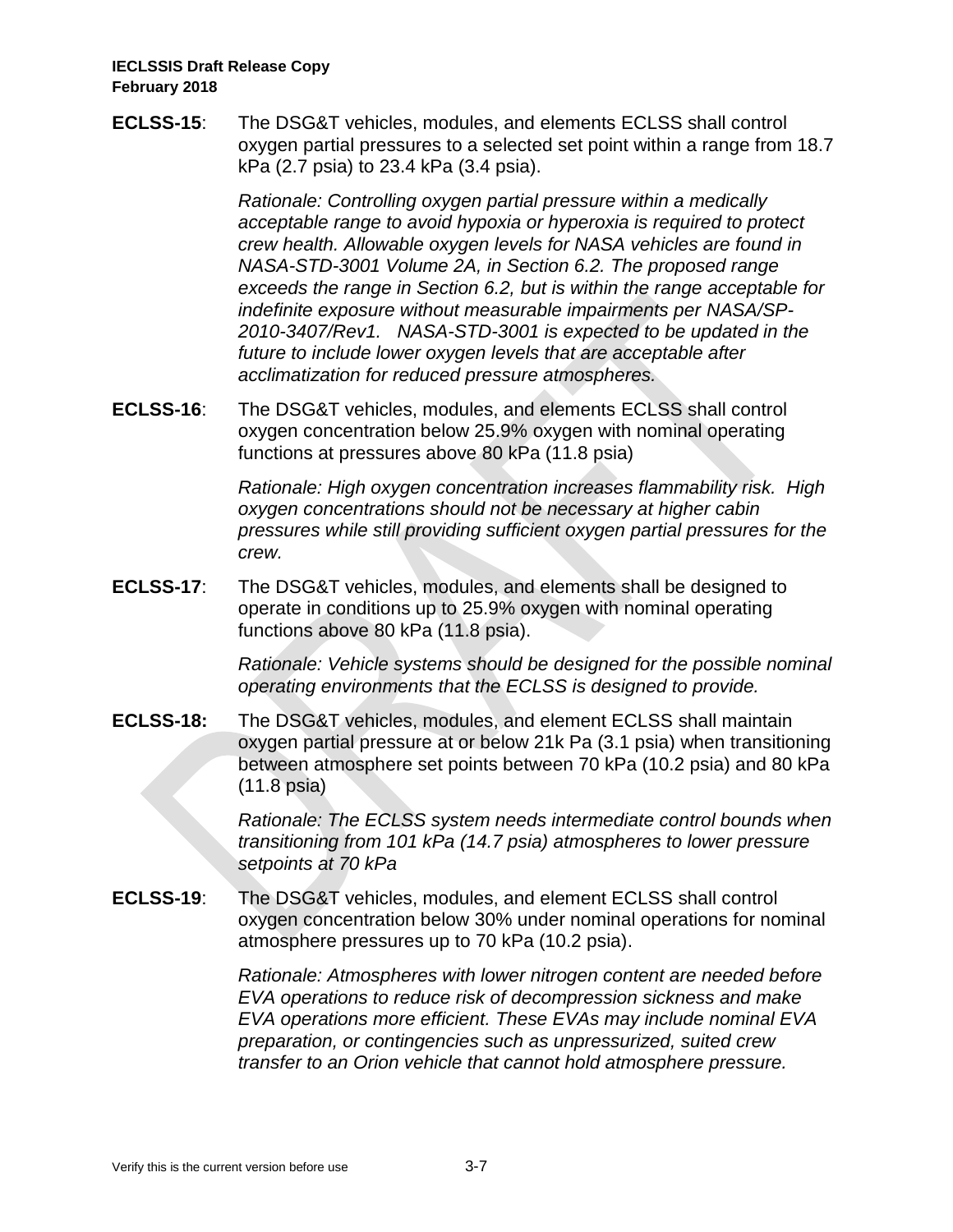**ECLSS-15**: The DSG&T vehicles, modules, and elements ECLSS shall control oxygen partial pressures to a selected set point within a range from 18.7 kPa (2.7 psia) to 23.4 kPa (3.4 psia).

*Rationale: Controlling oxygen partial pressure within a medically acceptable range to avoid hypoxia or hyperoxia is required to protect crew health. Allowable oxygen levels for NASA vehicles are found in NASA-STD-3001 Volume 2A, in Section 6.2. The proposed range exceeds the range in Section 6.2, but is within the range acceptable for indefinite exposure without measurable impairments per NASA/SP-2010-3407/Rev1. NASA-STD-3001 is expected to be updated in the future to include lower oxygen levels that are acceptable after acclimatization for reduced pressure atmospheres.*

**ECLSS-16**: The DSG&T vehicles, modules, and elements ECLSS shall control oxygen concentration below 25.9% oxygen with nominal operating functions at pressures above 80 kPa (11.8 psia)

*Rationale: High oxygen concentration increases flammability risk. High oxygen concentrations should not be necessary at higher cabin pressures while still providing sufficient oxygen partial pressures for the crew.*

**ECLSS-17**: The DSG&T vehicles, modules, and elements shall be designed to operate in conditions up to 25.9% oxygen with nominal operating functions above 80 kPa (11.8 psia).

*Rationale: Vehicle systems should be designed for the possible nominal operating environments that the ECLSS is designed to provide.*

**ECLSS-18:** The DSG&T vehicles, modules, and element ECLSS shall maintain oxygen partial pressure at or below 21k Pa (3.1 psia) when transitioning between atmosphere set points between 70 kPa (10.2 psia) and 80 kPa (11.8 psia)

*Rationale: The ECLSS system needs intermediate control bounds when transitioning from 101 kPa (14.7 psia) atmospheres to lower pressure setpoints at 70 kPa*

**ECLSS-19**: The DSG&T vehicles, modules, and element ECLSS shall control oxygen concentration below 30% under nominal operations for nominal atmosphere pressures up to 70 kPa (10.2 psia).

*Rationale: Atmospheres with lower nitrogen content are needed before EVA operations to reduce risk of decompression sickness and make EVA operations more efficient. These EVAs may include nominal EVA preparation, or contingencies such as unpressurized, suited crew transfer to an Orion vehicle that cannot hold atmosphere pressure.*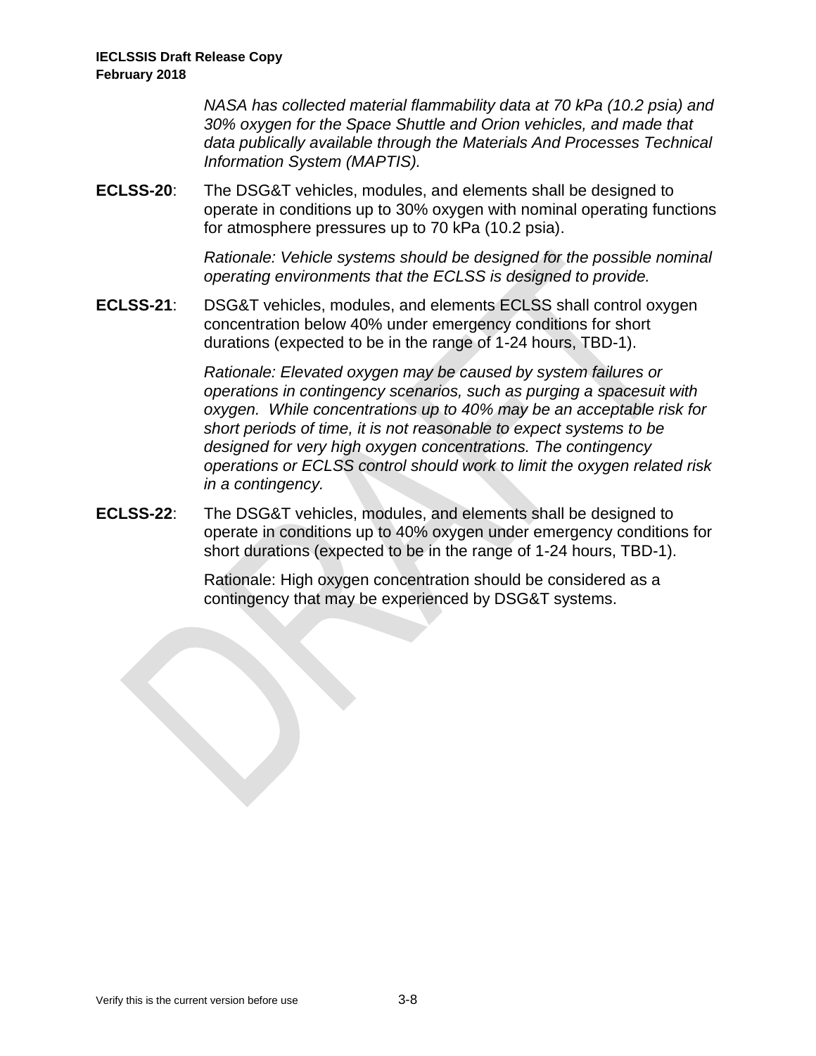*NASA has collected material flammability data at 70 kPa (10.2 psia) and 30% oxygen for the Space Shuttle and Orion vehicles, and made that data publically available through the Materials And Processes Technical Information System (MAPTIS).*

**ECLSS-20**: The DSG&T vehicles, modules, and elements shall be designed to operate in conditions up to 30% oxygen with nominal operating functions for atmosphere pressures up to 70 kPa (10.2 psia).

*Rationale: Vehicle systems should be designed for the possible nominal operating environments that the ECLSS is designed to provide.*

**ECLSS-21**: DSG&T vehicles, modules, and elements ECLSS shall control oxygen concentration below 40% under emergency conditions for short durations (expected to be in the range of 1-24 hours, TBD-1).

*Rationale: Elevated oxygen may be caused by system failures or operations in contingency scenarios, such as purging a spacesuit with oxygen. While concentrations up to 40% may be an acceptable risk for short periods of time, it is not reasonable to expect systems to be designed for very high oxygen concentrations. The contingency operations or ECLSS control should work to limit the oxygen related risk in a contingency.*

**ECLSS-22**: The DSG&T vehicles, modules, and elements shall be designed to operate in conditions up to 40% oxygen under emergency conditions for short durations (expected to be in the range of 1-24 hours, TBD-1).

Rationale: High oxygen concentration should be considered as a contingency that may be experienced by DSG&T systems.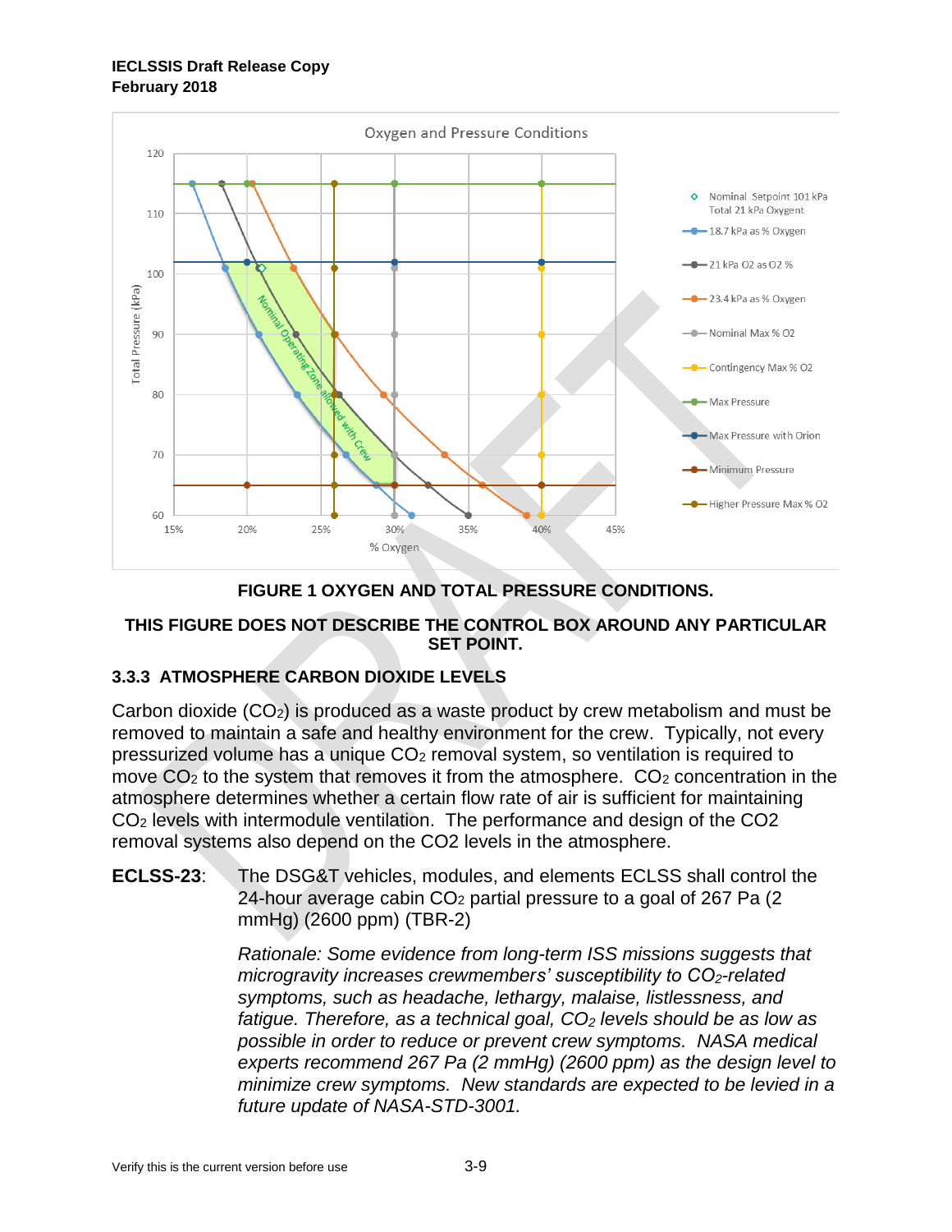**FIGURE 1 OXYGEN AND TOTAL PRESSURE CONDITIONS.**

**THIS FIGURE DOES NOT DESCRIBE THE CONTROL BOX AROUND ANY PARTICULAR SET POINT.**

### 3.3.3 ATMOSPHERE CARBON DIOXIDE LEVELS

Carbon dioxide ($CO_2$) is produced as a waste product by crew metabolism and must be removed to maintain a safe and healthy environment for the crew. Typically, not every pressurized volume has a unique $CO_2$ removal system, so ventilation is required to move $CO_2$ to the system that removes it from the atmosphere. $CO_2$ concentration in the atmosphere determines whether a certain flow rate of air is sufficient for maintaining $CO_2$ levels with intermodule ventilation. The performance and design of the CO2 removal systems also depend on the CO2 levels in the atmosphere.

**ECLSS-23**: The DSG&T vehicles, modules, and elements ECLSS shall control the 24-hour average cabin $CO_2$ partial pressure to a goal of 267 Pa (2 mmHg) (2600 ppm) (TBR-2)

*Rationale: Some evidence from long-term ISS missions suggests that microgravity increases crewmembers' susceptibility to $CO_2$-related symptoms, such as headache, lethargy, malaise, listlessness, and fatigue. Therefore, as a technical goal, $CO_2$ levels should be as low as possible in order to reduce or prevent crew symptoms. NASA medical experts recommend 267 Pa (2 mmHg) (2600 ppm) as the design level to minimize crew symptoms. New standards are expected to be levied in a future update of NASA-STD-3001.*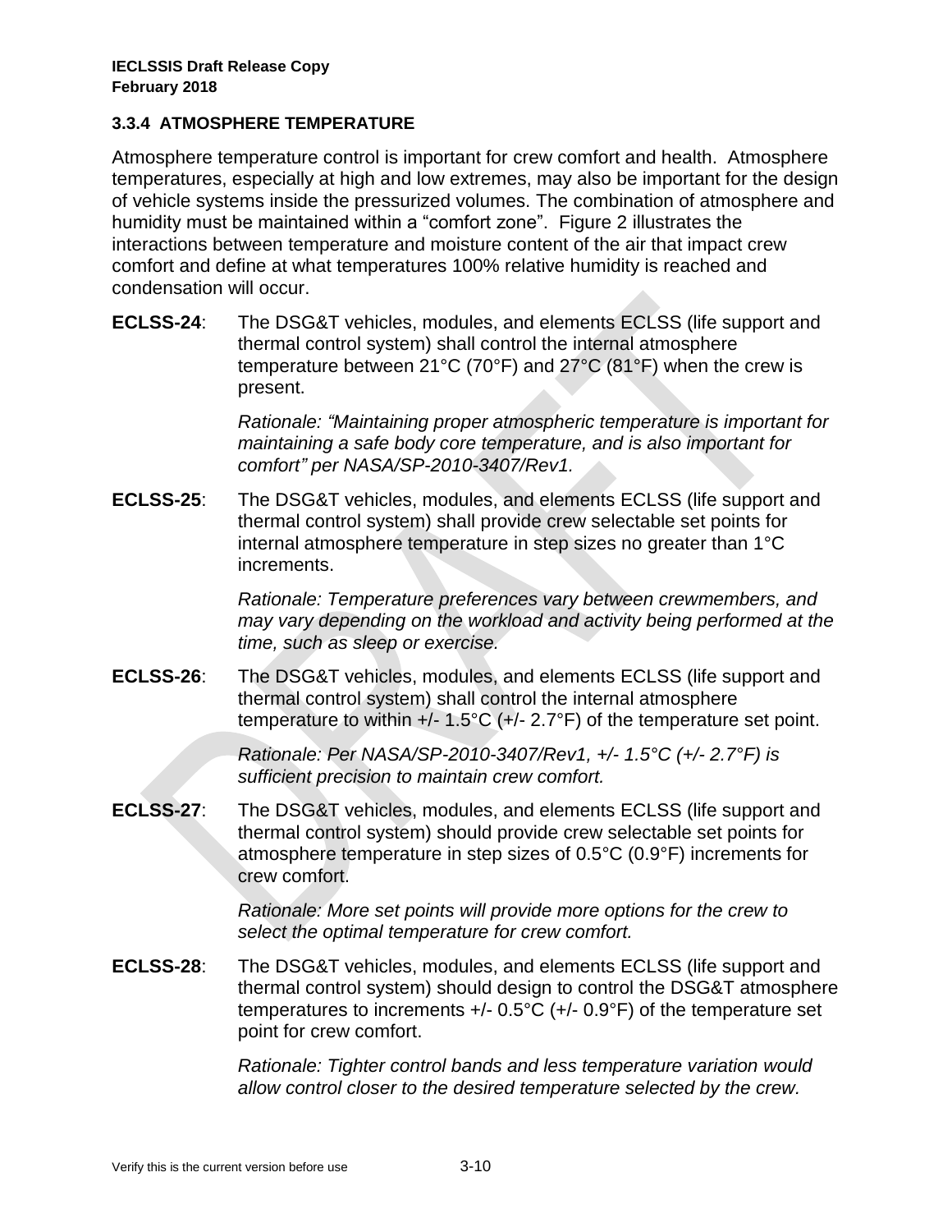### 3.3.4 ATMOSPHERE TEMPERATURE

Atmosphere temperature control is important for crew comfort and health. Atmosphere temperatures, especially at high and low extremes, may also be important for the design of vehicle systems inside the pressurized volumes. The combination of atmosphere and humidity must be maintained within a "comfort zone". Figure 2 illustrates the interactions between temperature and moisture content of the air that impact crew comfort and define at what temperatures 100% relative humidity is reached and condensation will occur.

**ECLSS-24**: The DSG&T vehicles, modules, and elements ECLSS (life support and thermal control system) shall control the internal atmosphere temperature between 21°C (70°F) and 27°C (81°F) when the crew is present.

*Rationale: "Maintaining proper atmospheric temperature is important for maintaining a safe body core temperature, and is also important for comfort" per NASA/SP-2010-3407/Rev1.*

**ECLSS-25**: The DSG&T vehicles, modules, and elements ECLSS (life support and thermal control system) shall provide crew selectable set points for internal atmosphere temperature in step sizes no greater than 1°C increments.

*Rationale: Temperature preferences vary between crewmembers, and may vary depending on the workload and activity being performed at the time, such as sleep or exercise.*

**ECLSS-26**: The DSG&T vehicles, modules, and elements ECLSS (life support and thermal control system) shall control the internal atmosphere temperature to within +/- 1.5°C (+/- 2.7°F) of the temperature set point.

*Rationale: Per NASA/SP-2010-3407/Rev1, +/- 1.5°C (+/- 2.7°F) is sufficient precision to maintain crew comfort.*

**ECLSS-27**: The DSG&T vehicles, modules, and elements ECLSS (life support and thermal control system) should provide crew selectable set points for atmosphere temperature in step sizes of 0.5°C (0.9°F) increments for crew comfort.

*Rationale: More set points will provide more options for the crew to select the optimal temperature for crew comfort.*

**ECLSS-28**: The DSG&T vehicles, modules, and elements ECLSS (life support and thermal control system) should design to control the DSG&T atmosphere temperatures to increments +/- 0.5°C (+/- 0.9°F) of the temperature set point for crew comfort.

*Rationale: Tighter control bands and less temperature variation would allow control closer to the desired temperature selected by the crew.*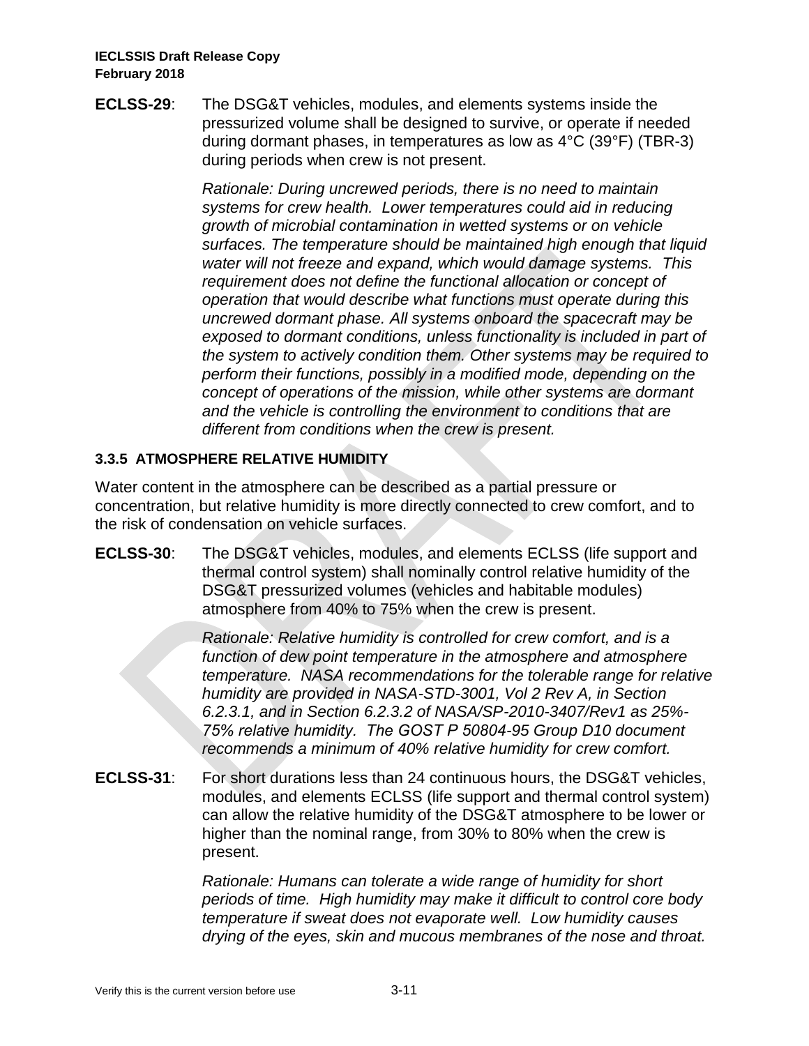**ECLSS-29**: The DSG&T vehicles, modules, and elements systems inside the pressurized volume shall be designed to survive, or operate if needed during dormant phases, in temperatures as low as 4°C (39°F) (TBR-3) during periods when crew is not present.

*Rationale: During uncrewed periods, there is no need to maintain systems for crew health. Lower temperatures could aid in reducing growth of microbial contamination in wetted systems or on vehicle surfaces. The temperature should be maintained high enough that liquid water will not freeze and expand, which would damage systems. This requirement does not define the functional allocation or concept of operation that would describe what functions must operate during this uncrewed dormant phase. All systems onboard the spacecraft may be exposed to dormant conditions, unless functionality is included in part of the system to actively condition them. Other systems may be required to perform their functions, possibly in a modified mode, depending on the concept of operations of the mission, while other systems are dormant and the vehicle is controlling the environment to conditions that are different from conditions when the crew is present.*

### 3.3.5 ATMOSPHERE RELATIVE HUMIDITY

Water content in the atmosphere can be described as a partial pressure or concentration, but relative humidity is more directly connected to crew comfort, and to the risk of condensation on vehicle surfaces.

**ECLSS-30**: The DSG&T vehicles, modules, and elements ECLSS (life support and thermal control system) shall nominally control relative humidity of the DSG&T pressurized volumes (vehicles and habitable modules) atmosphere from 40% to 75% when the crew is present.

*Rationale: Relative humidity is controlled for crew comfort, and is a function of dew point temperature in the atmosphere and atmosphere temperature. NASA recommendations for the tolerable range for relative humidity are provided in NASA-STD-3001, Vol 2 Rev A, in Section 6.2.3.1, and in Section 6.2.3.2 of NASA/SP-2010-3407/Rev1 as 25%-75% relative humidity. The GOST P 50804-95 Group D10 document recommends a minimum of 40% relative humidity for crew comfort.*

**ECLSS-31**: For short durations less than 24 continuous hours, the DSG&T vehicles, modules, and elements ECLSS (life support and thermal control system) can allow the relative humidity of the DSG&T atmosphere to be lower or higher than the nominal range, from 30% to 80% when the crew is present.

*Rationale: Humans can tolerate a wide range of humidity for short periods of time. High humidity may make it difficult to control core body temperature if sweat does not evaporate well. Low humidity causes drying of the eyes, skin and mucous membranes of the nose and throat.*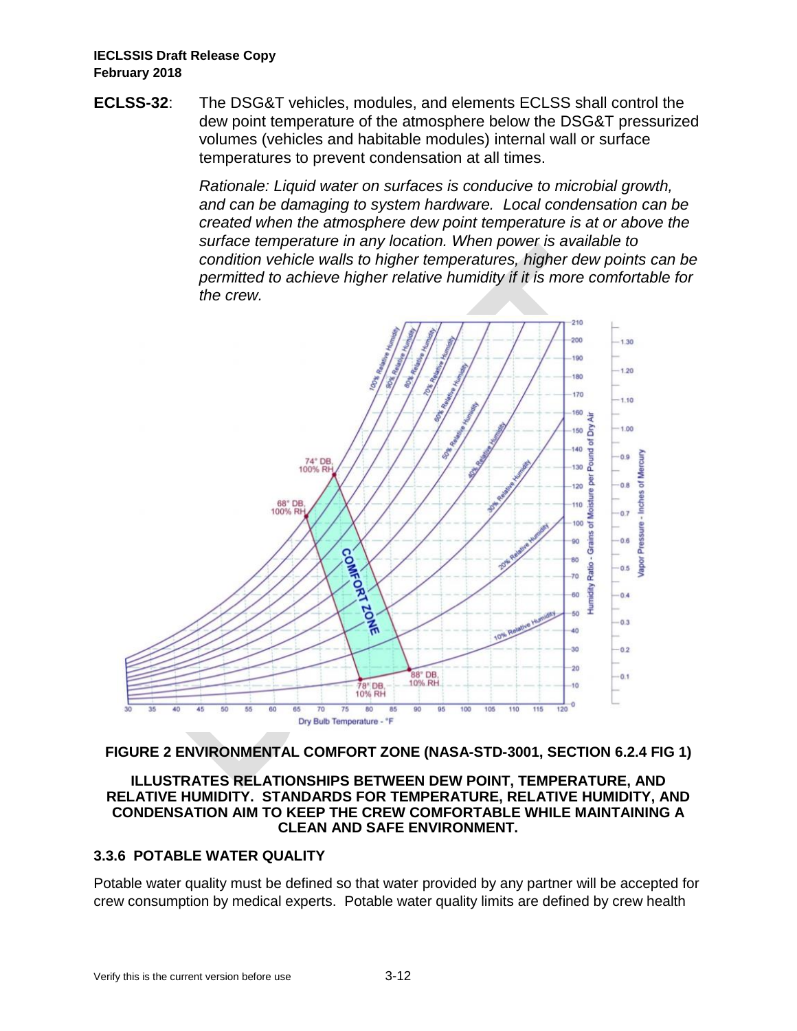**ECLSS-32**: The DSG&T vehicles, modules, and elements ECLSS shall control the dew point temperature of the atmosphere below the DSG&T pressurized volumes (vehicles and habitable modules) internal wall or surface temperatures to prevent condensation at all times.

*Rationale: Liquid water on surfaces is conducive to microbial growth, and can be damaging to system hardware. Local condensation can be created when the atmosphere dew point temperature is at or above the surface temperature in any location. When power is available to condition vehicle walls to higher temperatures, higher dew points can be permitted to achieve higher relative humidity if it is more comfortable for the crew.*

**FIGURE 2 ENVIRONMENTAL COMFORT ZONE (NASA-STD-3001, SECTION 6.2.4 FIG 1)**

**ILLUSTRATES RELATIONSHIPS BETWEEN DEW POINT, TEMPERATURE, AND RELATIVE HUMIDITY. STANDARDS FOR TEMPERATURE, RELATIVE HUMIDITY, AND CONDENSATION AIM TO KEEP THE CREW COMFORTABLE WHILE MAINTAINING A CLEAN AND SAFE ENVIRONMENT.**

### 3.3.6 POTABLE WATER QUALITY

Potable water quality must be defined so that water provided by any partner will be accepted for crew consumption by medical experts. Potable water quality limits are defined by crew health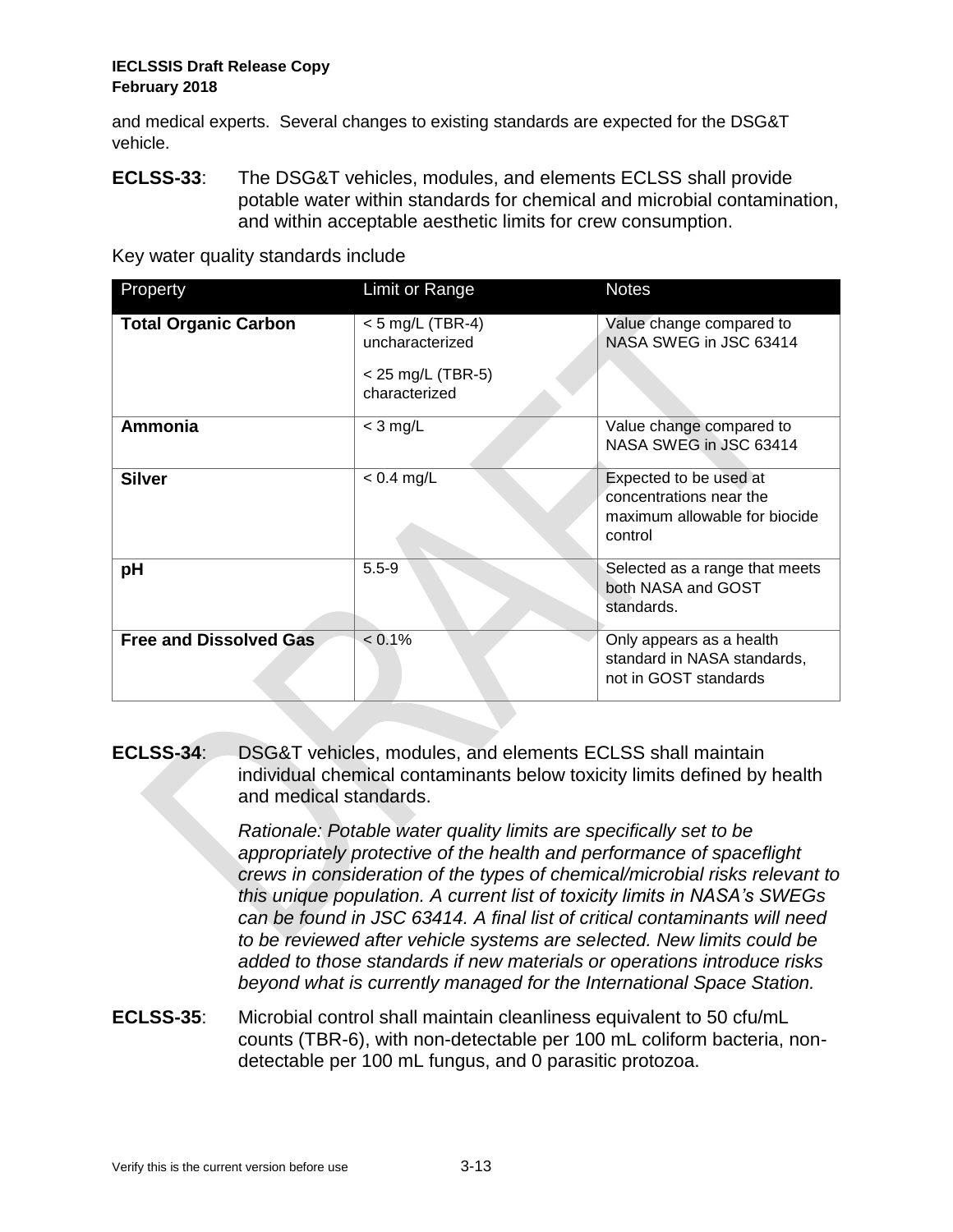and medical experts. Several changes to existing standards are expected for the DSG&T vehicle.

**ECLSS-33**: The DSG&T vehicles, modules, and elements ECLSS shall provide potable water within standards for chemical and microbial contamination, and within acceptable aesthetic limits for crew consumption.

Key water quality standards include

| Property | Limit or Range | Notes |
|---|---|---|
| **Total Organic Carbon** | < 5 mg/L (TBR-4) uncharacterized<br><br>< 25 mg/L (TBR-5) characterized | Value change compared to NASA SWEG in JSC 63414 |
| **Ammonia** | < 3 mg/L | Value change compared to NASA SWEG in JSC 63414 |
| **Silver** | < 0.4 mg/L | Expected to be used at concentrations near the maximum allowable for biocide control |
| **pH** | 5.5-9 | Selected as a range that meets both NASA and GOST standards. |
| **Free and Dissolved Gas** | < 0.1% | Only appears as a health standard in NASA standards, not in GOST standards |

**ECLSS-34**: DSG&T vehicles, modules, and elements ECLSS shall maintain individual chemical contaminants below toxicity limits defined by health and medical standards.

*Rationale: Potable water quality limits are specifically set to be appropriately protective of the health and performance of spaceflight crews in consideration of the types of chemical/microbial risks relevant to this unique population. A current list of toxicity limits in NASA's SWEGs can be found in JSC 63414. A final list of critical contaminants will need to be reviewed after vehicle systems are selected. New limits could be added to those standards if new materials or operations introduce risks beyond what is currently managed for the International Space Station.*

**ECLSS-35**: Microbial control shall maintain cleanliness equivalent to 50 cfu/mL counts (TBR-6), with non-detectable per 100 mL coliform bacteria, non-detectable per 100 mL fungus, and 0 parasitic protozoa.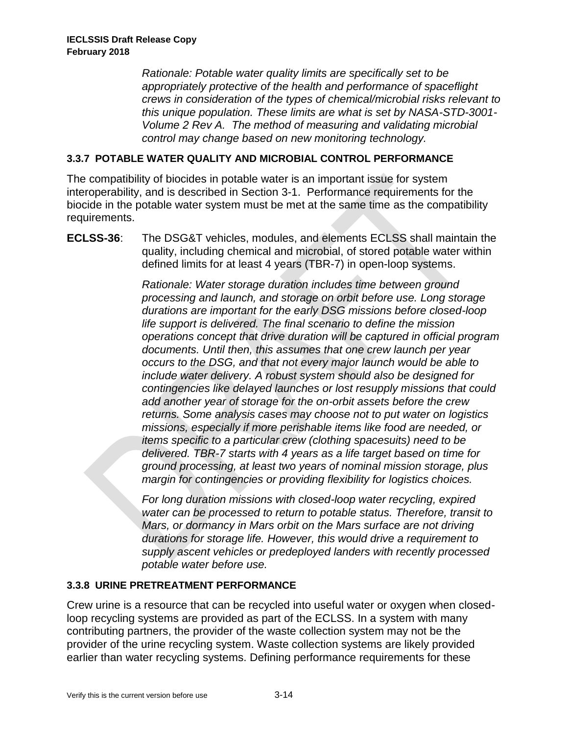*Rationale: Potable water quality limits are specifically set to be appropriately protective of the health and performance of spaceflight crews in consideration of the types of chemical/microbial risks relevant to this unique population. These limits are what is set by NASA-STD-3001-Volume 2 Rev A. The method of measuring and validating microbial control may change based on new monitoring technology.*

### 3.3.7 POTABLE WATER QUALITY AND MICROBIAL CONTROL PERFORMANCE

The compatibility of biocides in potable water is an important issue for system interoperability, and is described in Section 3-1. Performance requirements for the biocide in the potable water system must be met at the same time as the compatibility requirements.

**ECLSS-36**: The DSG&T vehicles, modules, and elements ECLSS shall maintain the quality, including chemical and microbial, of stored potable water within defined limits for at least 4 years (TBR-7) in open-loop systems.

*Rationale: Water storage duration includes time between ground processing and launch, and storage on orbit before use. Long storage durations are important for the early DSG missions before closed-loop life support is delivered. The final scenario to define the mission operations concept that drive duration will be captured in official program documents. Until then, this assumes that one crew launch per year occurs to the DSG, and that not every major launch would be able to include water delivery. A robust system should also be designed for contingencies like delayed launches or lost resupply missions that could add another year of storage for the on-orbit assets before the crew returns. Some analysis cases may choose not to put water on logistics missions, especially if more perishable items like food are needed, or items specific to a particular crew (clothing spacesuits) need to be delivered. TBR-7 starts with 4 years as a life target based on time for ground processing, at least two years of nominal mission storage, plus margin for contingencies or providing flexibility for logistics choices.*

*For long duration missions with closed-loop water recycling, expired water can be processed to return to potable status. Therefore, transit to Mars, or dormancy in Mars orbit on the Mars surface are not driving durations for storage life. However, this would drive a requirement to supply ascent vehicles or predeployed landers with recently processed potable water before use.*

### 3.3.8 URINE PRETREATMENT PERFORMANCE

Crew urine is a resource that can be recycled into useful water or oxygen when closed-loop recycling systems are provided as part of the ECLSS. In a system with many contributing partners, the provider of the waste collection system may not be the provider of the urine recycling system. Waste collection systems are likely provided earlier than water recycling systems. Defining performance requirements for these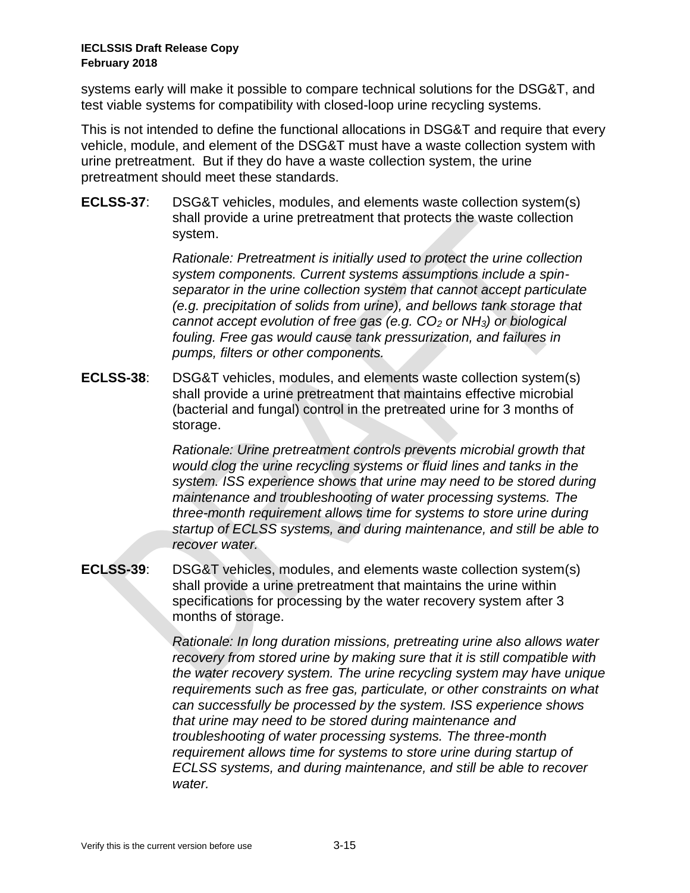systems early will make it possible to compare technical solutions for the DSG&T, and test viable systems for compatibility with closed-loop urine recycling systems.

This is not intended to define the functional allocations in DSG&T and require that every vehicle, module, and element of the DSG&T must have a waste collection system with urine pretreatment. But if they do have a waste collection system, the urine pretreatment should meet these standards.

**ECLSS-37**: DSG&T vehicles, modules, and elements waste collection system(s) shall provide a urine pretreatment that protects the waste collection system.

*Rationale: Pretreatment is initially used to protect the urine collection system components. Current systems assumptions include a spin-separator in the urine collection system that cannot accept particulate (e.g. precipitation of solids from urine), and bellows tank storage that cannot accept evolution of free gas (e.g. $CO_2$ or $NH_3$) or biological fouling. Free gas would cause tank pressurization, and failures in pumps, filters or other components.*

**ECLSS-38**: DSG&T vehicles, modules, and elements waste collection system(s) shall provide a urine pretreatment that maintains effective microbial (bacterial and fungal) control in the pretreated urine for 3 months of storage.

*Rationale: Urine pretreatment controls prevents microbial growth that would clog the urine recycling systems or fluid lines and tanks in the system. ISS experience shows that urine may need to be stored during maintenance and troubleshooting of water processing systems. The three-month requirement allows time for systems to store urine during startup of ECLSS systems, and during maintenance, and still be able to recover water.*

**ECLSS-39**: DSG&T vehicles, modules, and elements waste collection system(s) shall provide a urine pretreatment that maintains the urine within specifications for processing by the water recovery system after 3 months of storage.

*Rationale: In long duration missions, pretreating urine also allows water recovery from stored urine by making sure that it is still compatible with the water recovery system. The urine recycling system may have unique requirements such as free gas, particulate, or other constraints on what can successfully be processed by the system. ISS experience shows that urine may need to be stored during maintenance and troubleshooting of water processing systems. The three-month requirement allows time for systems to store urine during startup of ECLSS systems, and during maintenance, and still be able to recover water.*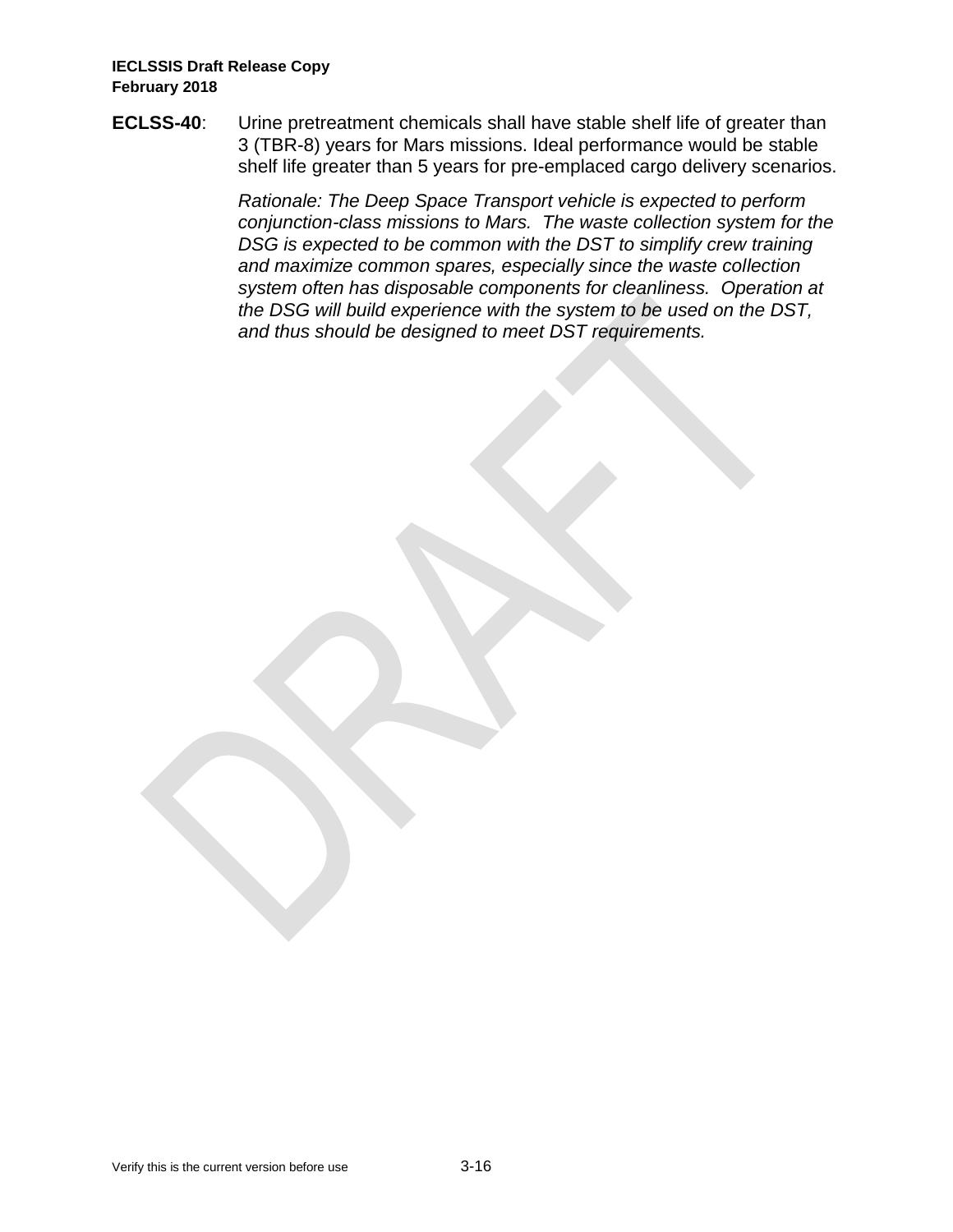**ECLSS-40**: Urine pretreatment chemicals shall have stable shelf life of greater than 3 (TBR-8) years for Mars missions. Ideal performance would be stable shelf life greater than 5 years for pre-emplaced cargo delivery scenarios.

*Rationale: The Deep Space Transport vehicle is expected to perform conjunction-class missions to Mars. The waste collection system for the DSG is expected to be common with the DST to simplify crew training and maximize common spares, especially since the waste collection system often has disposable components for cleanliness. Operation at the DSG will build experience with the system to be used on the DST, and thus should be designed to meet DST requirements.*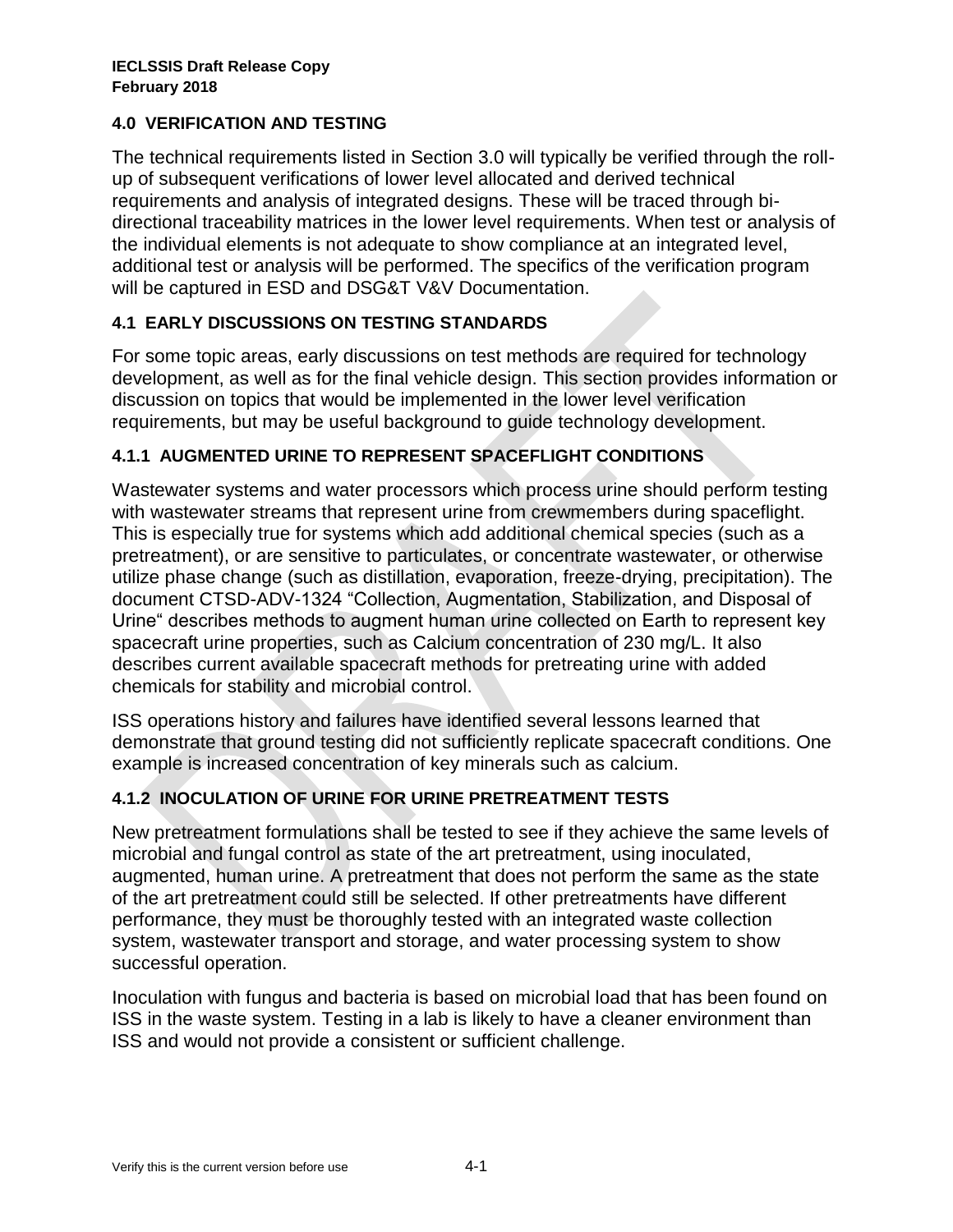## 4.0 VERIFICATION AND TESTING

The technical requirements listed in Section 3.0 will typically be verified through the roll-up of subsequent verifications of lower level allocated and derived technical requirements and analysis of integrated designs. These will be traced through bi-directional traceability matrices in the lower level requirements. When test or analysis of the individual elements is not adequate to show compliance at an integrated level, additional test or analysis will be performed. The specifics of the verification program will be captured in ESD and DSG&T V&V Documentation.

### 4.1 EARLY DISCUSSIONS ON TESTING STANDARDS

For some topic areas, early discussions on test methods are required for technology development, as well as for the final vehicle design. This section provides information or discussion on topics that would be implemented in the lower level verification requirements, but may be useful background to guide technology development.

#### 4.1.1 AUGMENTED URINE TO REPRESENT SPACEFLIGHT CONDITIONS

Wastewater systems and water processors which process urine should perform testing with wastewater streams that represent urine from crewmembers during spaceflight. This is especially true for systems which add additional chemical species (such as a pretreatment), or are sensitive to particulates, or concentrate wastewater, or otherwise utilize phase change (such as distillation, evaporation, freeze-drying, precipitation). The document CTSD-ADV-1324 "Collection, Augmentation, Stabilization, and Disposal of Urine" describes methods to augment human urine collected on Earth to represent key spacecraft urine properties, such as Calcium concentration of 230 mg/L. It also describes current available spacecraft methods for pretreating urine with added chemicals for stability and microbial control.

ISS operations history and failures have identified several lessons learned that demonstrate that ground testing did not sufficiently replicate spacecraft conditions. One example is increased concentration of key minerals such as calcium.

#### 4.1.2 INOCULATION OF URINE FOR URINE PRETREATMENT TESTS

New pretreatment formulations shall be tested to see if they achieve the same levels of microbial and fungal control as state of the art pretreatment, using inoculated, augmented, human urine. A pretreatment that does not perform the same as the state of the art pretreatment could still be selected. If other pretreatments have different performance, they must be thoroughly tested with an integrated waste collection system, wastewater transport and storage, and water processing system to show successful operation.

Inoculation with fungus and bacteria is based on microbial load that has been found on ISS in the waste system. Testing in a lab is likely to have a cleaner environment than ISS and would not provide a consistent or sufficient challenge.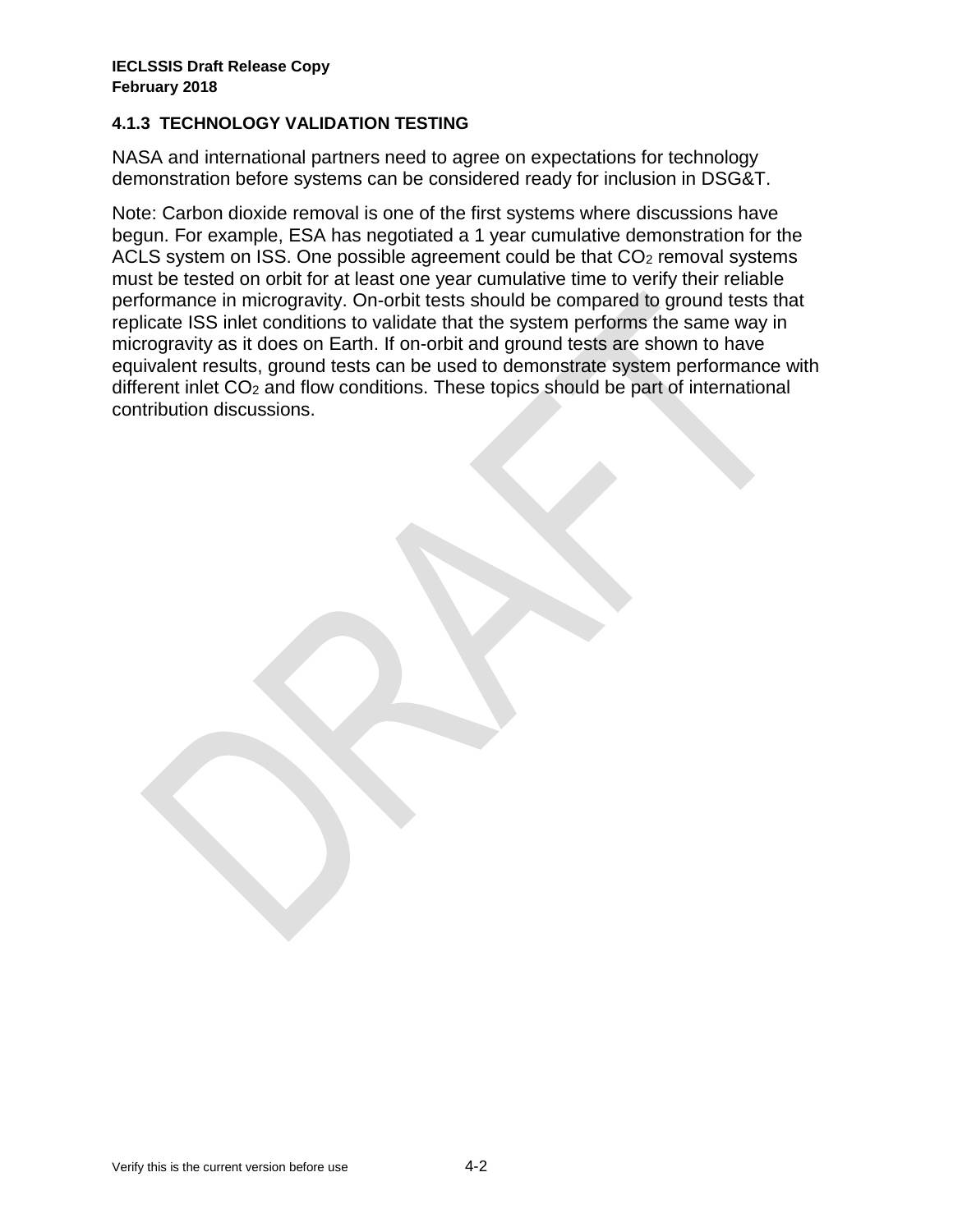### 4.1.3 TECHNOLOGY VALIDATION TESTING

NASA and international partners need to agree on expectations for technology demonstration before systems can be considered ready for inclusion in DSG&T.

Note: Carbon dioxide removal is one of the first systems where discussions have begun. For example, ESA has negotiated a 1 year cumulative demonstration for the ACLS system on ISS. One possible agreement could be that $CO_2$ removal systems must be tested on orbit for at least one year cumulative time to verify their reliable performance in microgravity. On-orbit tests should be compared to ground tests that replicate ISS inlet conditions to validate that the system performs the same way in microgravity as it does on Earth. If on-orbit and ground tests are shown to have equivalent results, ground tests can be used to demonstrate system performance with different inlet $CO_2$ and flow conditions. These topics should be part of international contribution discussions.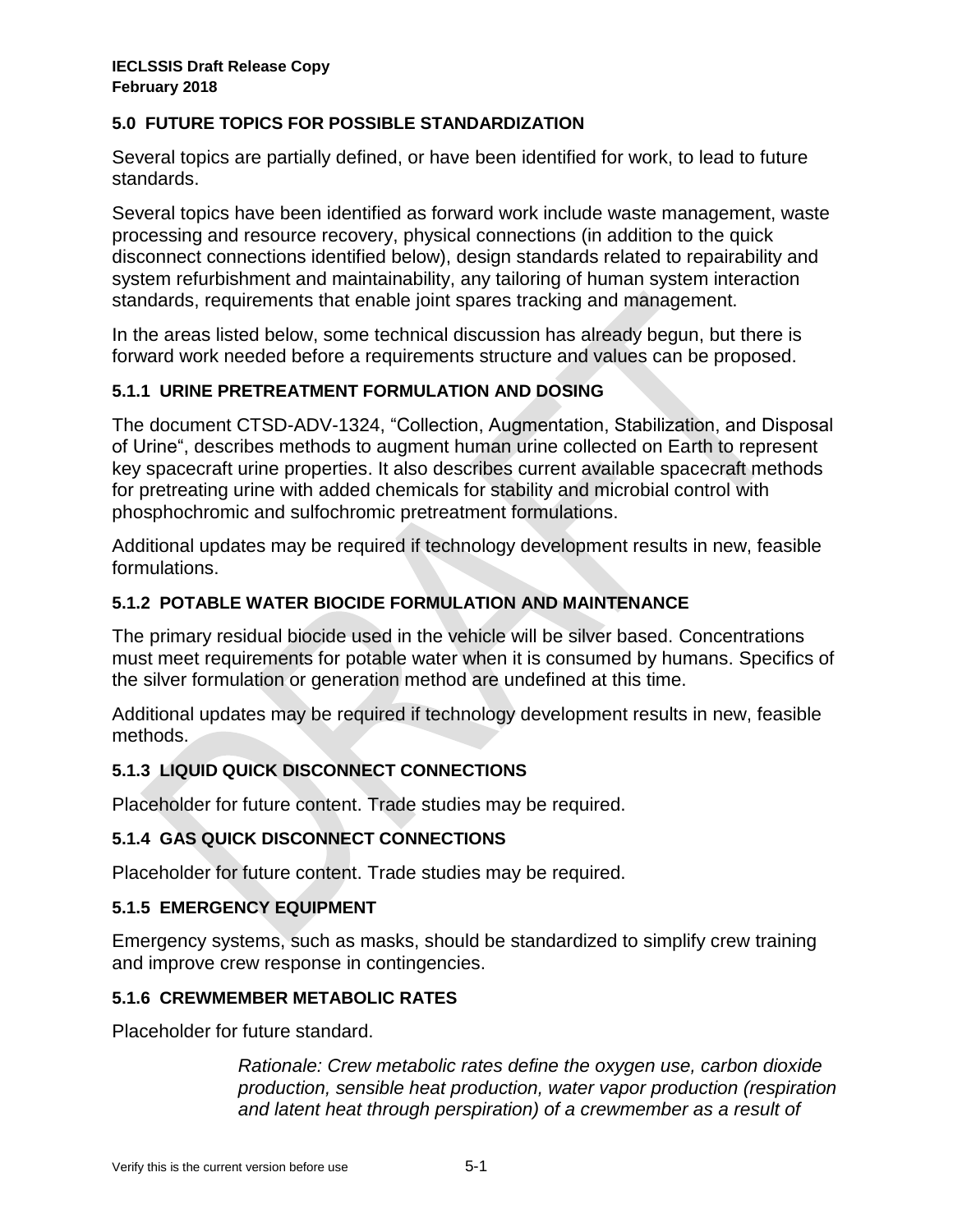## 5.0 FUTURE TOPICS FOR POSSIBLE STANDARDIZATION

Several topics are partially defined, or have been identified for work, to lead to future standards.

Several topics have been identified as forward work include waste management, waste processing and resource recovery, physical connections (in addition to the quick disconnect connections identified below), design standards related to repairability and system refurbishment and maintainability, any tailoring of human system interaction standards, requirements that enable joint spares tracking and management.

In the areas listed below, some technical discussion has already begun, but there is forward work needed before a requirements structure and values can be proposed.

### 5.1.1 URINE PRETREATMENT FORMULATION AND DOSING

The document CTSD-ADV-1324, "Collection, Augmentation, Stabilization, and Disposal of Urine", describes methods to augment human urine collected on Earth to represent key spacecraft urine properties. It also describes current available spacecraft methods for pretreating urine with added chemicals for stability and microbial control with phosphochromic and sulfochromic pretreatment formulations.

Additional updates may be required if technology development results in new, feasible formulations.

### 5.1.2 POTABLE WATER BIOCIDE FORMULATION AND MAINTENANCE

The primary residual biocide used in the vehicle will be silver based. Concentrations must meet requirements for potable water when it is consumed by humans. Specifics of the silver formulation or generation method are undefined at this time.

Additional updates may be required if technology development results in new, feasible methods.

### 5.1.3 LIQUID QUICK DISCONNECT CONNECTIONS

Placeholder for future content. Trade studies may be required.

### 5.1.4 GAS QUICK DISCONNECT CONNECTIONS

Placeholder for future content. Trade studies may be required.

### 5.1.5 EMERGENCY EQUIPMENT

Emergency systems, such as masks, should be standardized to simplify crew training and improve crew response in contingencies.

### 5.1.6 CREWMEMBER METABOLIC RATES

Placeholder for future standard.

> *Rationale: Crew metabolic rates define the oxygen use, carbon dioxide production, sensible heat production, water vapor production (respiration and latent heat through perspiration) of a crewmember as a result of*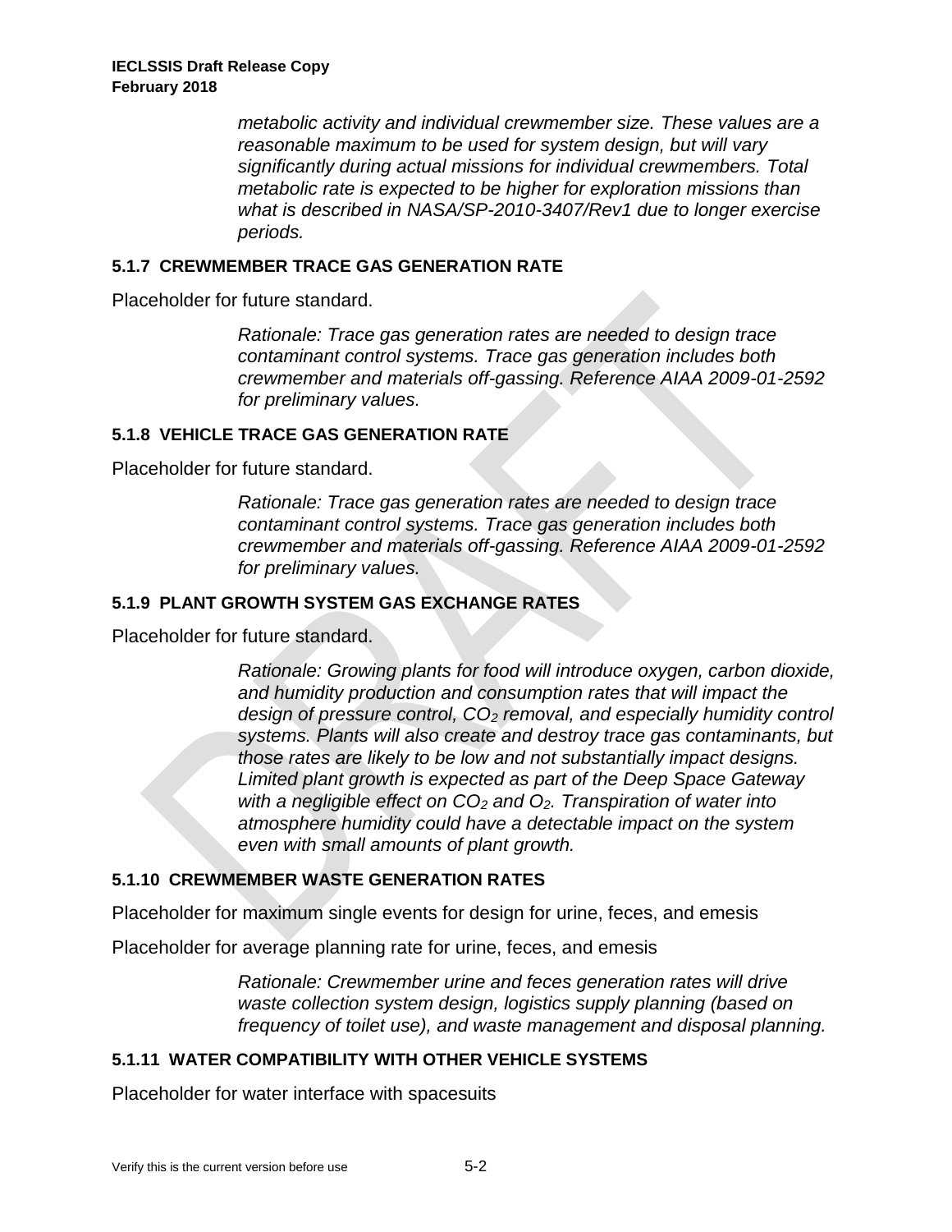*metabolic activity and individual crewmember size. These values are a reasonable maximum to be used for system design, but will vary significantly during actual missions for individual crewmembers. Total metabolic rate is expected to be higher for exploration missions than what is described in NASA/SP-2010-3407/Rev1 due to longer exercise periods.*

### 5.1.7 CREWMEMBER TRACE GAS GENERATION RATE

Placeholder for future standard.

> *Rationale: Trace gas generation rates are needed to design trace contaminant control systems. Trace gas generation includes both crewmember and materials off-gassing. Reference AIAA 2009-01-2592 for preliminary values.*

### 5.1.8 VEHICLE TRACE GAS GENERATION RATE

Placeholder for future standard.

> *Rationale: Trace gas generation rates are needed to design trace contaminant control systems. Trace gas generation includes both crewmember and materials off-gassing. Reference AIAA 2009-01-2592 for preliminary values.*

### 5.1.9 PLANT GROWTH SYSTEM GAS EXCHANGE RATES

Placeholder for future standard.

> *Rationale: Growing plants for food will introduce oxygen, carbon dioxide, and humidity production and consumption rates that will impact the design of pressure control, $CO_2$ removal, and especially humidity control systems. Plants will also create and destroy trace gas contaminants, but those rates are likely to be low and not substantially impact designs. Limited plant growth is expected as part of the Deep Space Gateway with a negligible effect on $CO_2$ and $O_2$. Transpiration of water into atmosphere humidity could have a detectable impact on the system even with small amounts of plant growth.*

### 5.1.10 CREWMEMBER WASTE GENERATION RATES

Placeholder for maximum single events for design for urine, feces, and emesis

Placeholder for average planning rate for urine, feces, and emesis

> *Rationale: Crewmember urine and feces generation rates will drive waste collection system design, logistics supply planning (based on frequency of toilet use), and waste management and disposal planning.*

### 5.1.11 WATER COMPATIBILITY WITH OTHER VEHICLE SYSTEMS

Placeholder for water interface with spacesuits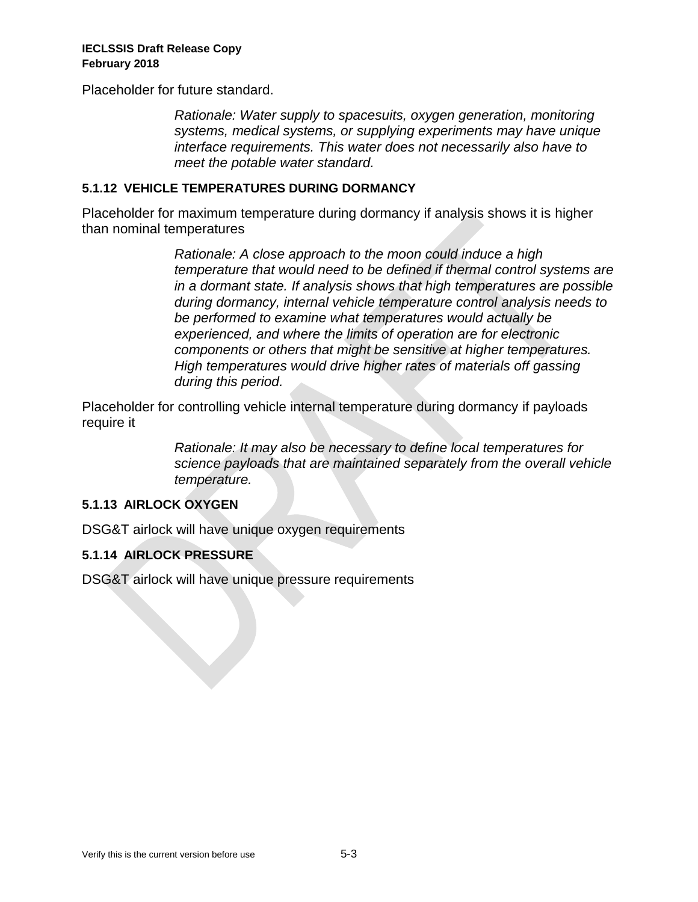Placeholder for future standard.

> *Rationale: Water supply to spacesuits, oxygen generation, monitoring systems, medical systems, or supplying experiments may have unique interface requirements. This water does not necessarily also have to meet the potable water standard.*

### 5.1.12 VEHICLE TEMPERATURES DURING DORMANCY

Placeholder for maximum temperature during dormancy if analysis shows it is higher than nominal temperatures

> *Rationale: A close approach to the moon could induce a high temperature that would need to be defined if thermal control systems are in a dormant state. If analysis shows that high temperatures are possible during dormancy, internal vehicle temperature control analysis needs to be performed to examine what temperatures would actually be experienced, and where the limits of operation are for electronic components or others that might be sensitive at higher temperatures. High temperatures would drive higher rates of materials off gassing during this period.*

Placeholder for controlling vehicle internal temperature during dormancy if payloads require it

> *Rationale: It may also be necessary to define local temperatures for science payloads that are maintained separately from the overall vehicle temperature.*

### 5.1.13 AIRLOCK OXYGEN

DSG&T airlock will have unique oxygen requirements

### 5.1.14 AIRLOCK PRESSURE

DSG&T airlock will have unique pressure requirements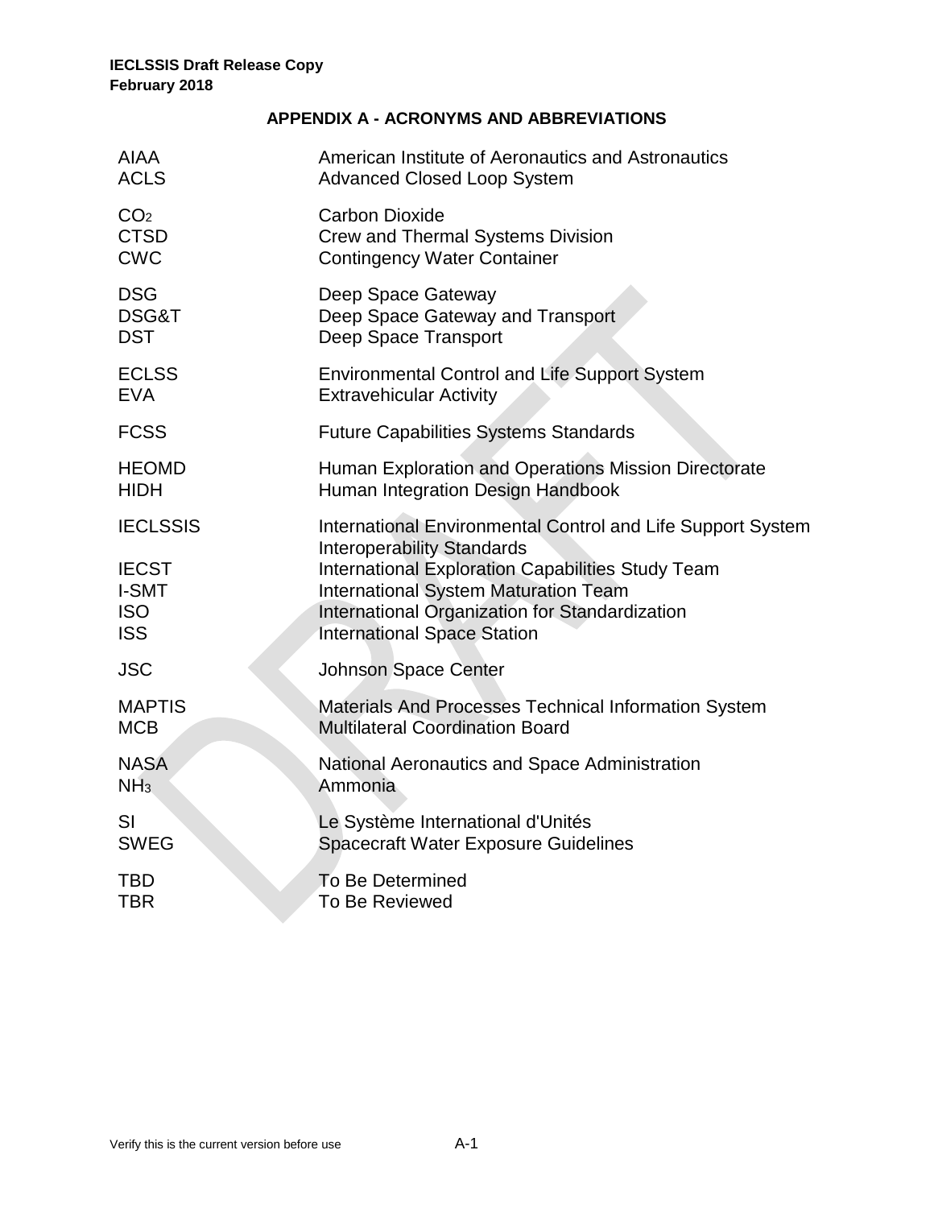## APPENDIX A - ACRONYMS AND ABBREVIATIONS

| | |
|---|---|
| AIAA | American Institute of Aeronautics and Astronautics |
| ACLS | Advanced Closed Loop System |
| $CO_2$ | Carbon Dioxide |
| CTSD | Crew and Thermal Systems Division |
| CWC | Contingency Water Container |
| DSG | Deep Space Gateway |
| DSG&T | Deep Space Gateway and Transport |
| DST | Deep Space Transport |
| ECLSS | Environmental Control and Life Support System |
| EVA | Extravehicular Activity |
| FCSS | Future Capabilities Systems Standards |
| HEOMD | Human Exploration and Operations Mission Directorate |
| HIDH | Human Integration Design Handbook |
| IECLSSIS | International Environmental Control and Life Support System Interoperability Standards |
| IECST | International Exploration Capabilities Study Team |
| I-SMT | International System Maturation Team |
| ISO | International Organization for Standardization |
| ISS | International Space Station |
| JSC | Johnson Space Center |
| MAPTIS | Materials And Processes Technical Information System |
| MCB | Multilateral Coordination Board |
| NASA | National Aeronautics and Space Administration |
| $NH_3$ | Ammonia |
| SI | Le Système International d'Unités |
| SWEG | Spacecraft Water Exposure Guidelines |
| TBD | To Be Determined |
| TBR | To Be Reviewed |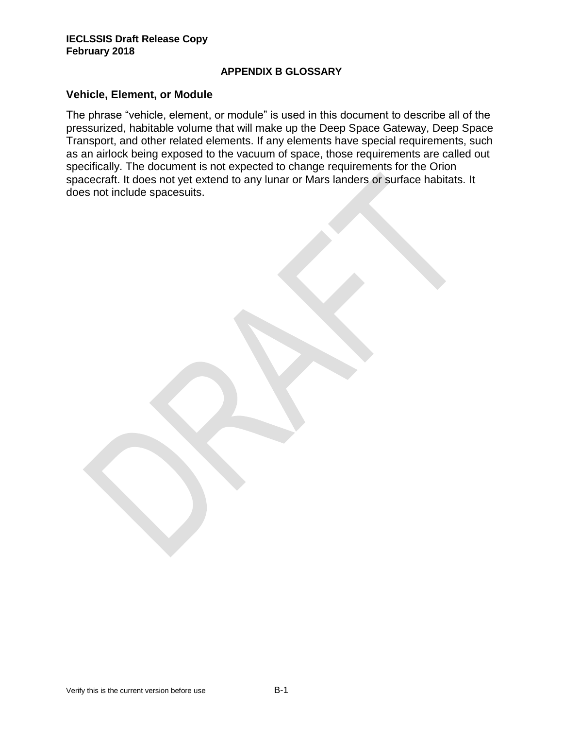# APPENDIX B GLOSSARY

## Vehicle, Element, or Module

The phrase “vehicle, element, or module” is used in this document to describe all of the pressurized, habitable volume that will make up the Deep Space Gateway, Deep Space Transport, and other related elements. If any elements have special requirements, such as an airlock being exposed to the vacuum of space, those requirements are called out specifically. The document is not expected to change requirements for the Orion spacecraft. It does not yet extend to any lunar or Mars landers or surface habitats. It does not include spacesuits.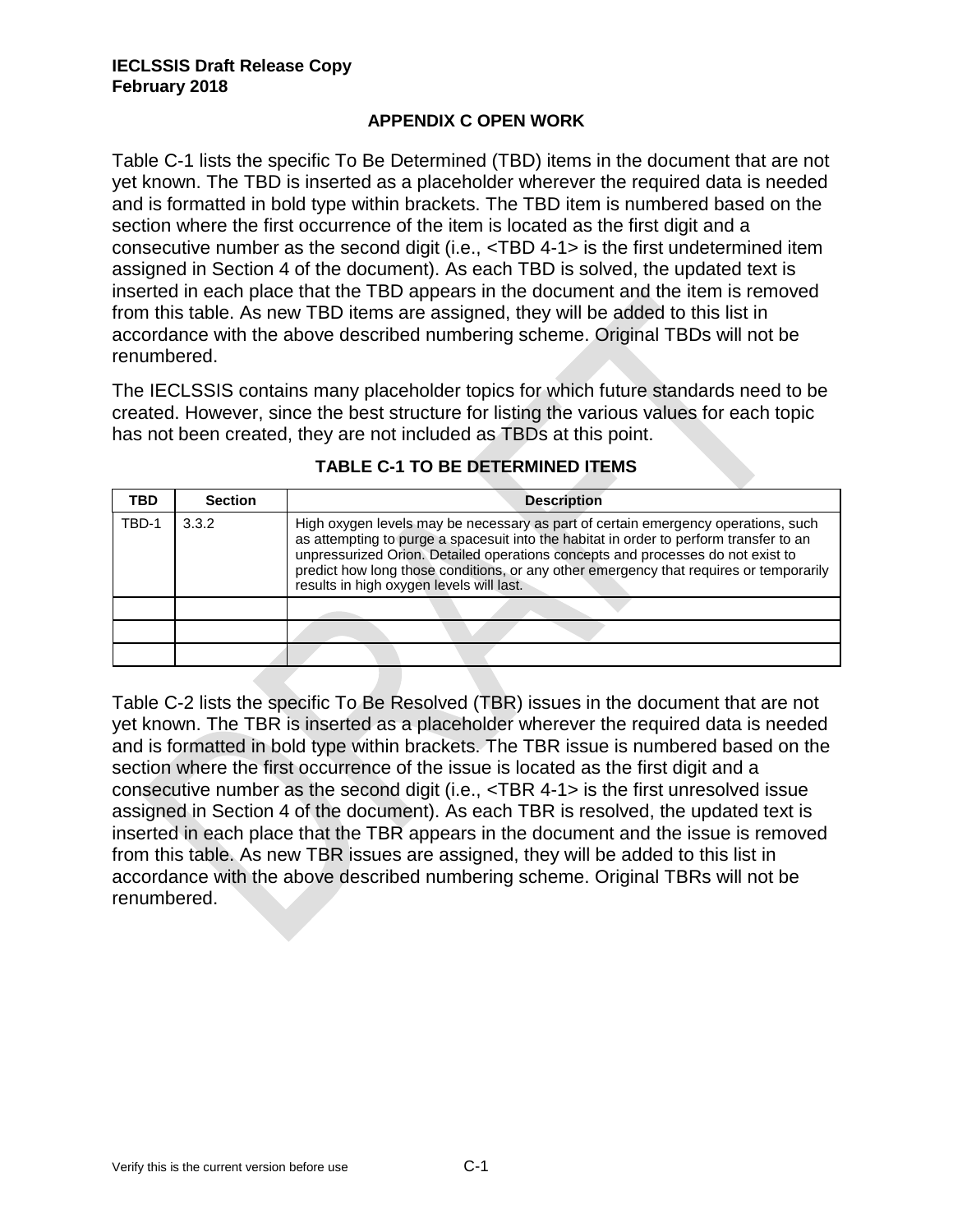## APPENDIX C OPEN WORK

Table C-1 lists the specific To Be Determined (TBD) items in the document that are not yet known. The TBD is inserted as a placeholder wherever the required data is needed and is formatted in bold type within brackets. The TBD item is numbered based on the section where the first occurrence of the item is located as the first digit and a consecutive number as the second digit (i.e., <TBD 4-1> is the first undetermined item assigned in Section 4 of the document). As each TBD is solved, the updated text is inserted in each place that the TBD appears in the document and the item is removed from this table. As new TBD items are assigned, they will be added to this list in accordance with the above described numbering scheme. Original TBDs will not be renumbered.

The IECLSSIS contains many placeholder topics for which future standards need to be created. However, since the best structure for listing the various values for each topic has not been created, they are not included as TBDs at this point.

**TABLE C-1 TO BE DETERMINED ITEMS**

| TBD | Section | Description |
|---|---|---|
| TBD-1 | 3.3.2 | High oxygen levels may be necessary as part of certain emergency operations, such as attempting to purge a spacesuit into the habitat in order to perform transfer to an unpressurized Orion. Detailed operations concepts and processes do not exist to predict how long those conditions, or any other emergency that requires or temporarily results in high oxygen levels will last. |
| | | |
| | | |
| | | |

Table C-2 lists the specific To Be Resolved (TBR) issues in the document that are not yet known. The TBR is inserted as a placeholder wherever the required data is needed and is formatted in bold type within brackets. The TBR issue is numbered based on the section where the first occurrence of the issue is located as the first digit and a consecutive number as the second digit (i.e., <TBR 4-1> is the first unresolved issue assigned in Section 4 of the document). As each TBR is resolved, the updated text is inserted in each place that the TBR appears in the document and the issue is removed from this table. As new TBR issues are assigned, they will be added to this list in accordance with the above described numbering scheme. Original TBRs will not be renumbered.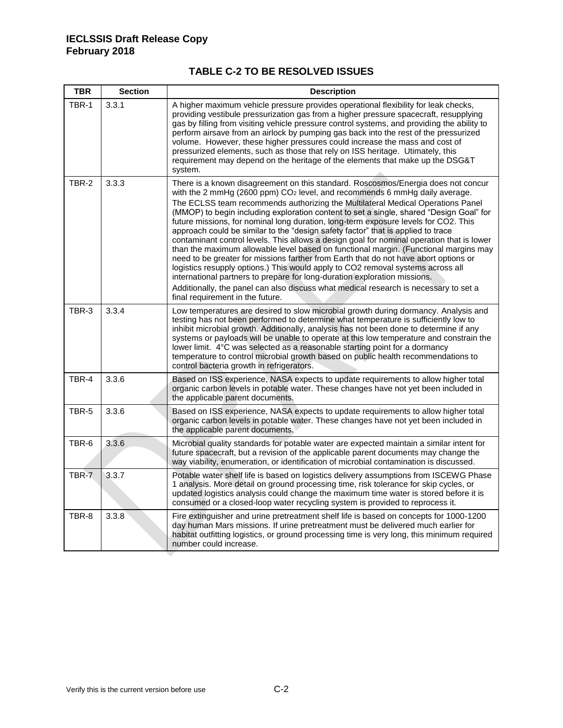# TABLE C-2 TO BE RESOLVED ISSUES

| TBR | Section | Description |
|---|---|---|
| TBR-1 | 3.3.1 | A higher maximum vehicle pressure provides operational flexibility for leak checks, providing vestibule pressurization gas from a higher pressure spacecraft, resupplying gas by filling from visiting vehicle pressure control systems, and providing the ability to perform airsave from an airlock by pumping gas back into the rest of the pressurized volume. However, these higher pressures could increase the mass and cost of pressurized elements, such as those that rely on ISS heritage. Ultimately, this requirement may depend on the heritage of the elements that make up the DSG&T system. |
| TBR-2 | 3.3.3 | There is a known disagreement on this standard. Roscosmos/Energia does not concur with the 2 mmHg (2600 ppm) $CO_2$ level, and recommends 6 mmHg daily average. The ECLSS team recommends authorizing the Multilateral Medical Operations Panel (MMOP) to begin including exploration content to set a single, shared "Design Goal" for future missions, for nominal long duration, long-term exposure levels for CO2. This approach could be similar to the "design safety factor" that is applied to trace contaminant control levels. This allows a design goal for nominal operation that is lower than the maximum allowable level based on functional margin. (Functional margins may need to be greater for missions farther from Earth that do not have abort options or logistics resupply options.) This would apply to CO2 removal systems across all international partners to prepare for long-duration exploration missions. Additionally, the panel can also discuss what medical research is necessary to set a final requirement in the future. |
| TBR-3 | 3.3.4 | Low temperatures are desired to slow microbial growth during dormancy. Analysis and testing has not been performed to determine what temperature is sufficiently low to inhibit microbial growth. Additionally, analysis has not been done to determine if any systems or payloads will be unable to operate at this low temperature and constrain the lower limit. 4°C was selected as a reasonable starting point for a dormancy temperature to control microbial growth based on public health recommendations to control bacteria growth in refrigerators. |
| TBR-4 | 3.3.6 | Based on ISS experience, NASA expects to update requirements to allow higher total organic carbon levels in potable water. These changes have not yet been included in the applicable parent documents. |
| TBR-5 | 3.3.6 | Based on ISS experience, NASA expects to update requirements to allow higher total organic carbon levels in potable water. These changes have not yet been included in the applicable parent documents. |
| TBR-6 | 3.3.6 | Microbial quality standards for potable water are expected maintain a similar intent for future spacecraft, but a revision of the applicable parent documents may change the way viability, enumeration, or identification of microbial contamination is discussed. |
| TBR-7 | 3.3.7 | Potable water shelf life is based on logistics delivery assumptions from ISCEWG Phase 1 analysis. More detail on ground processing time, risk tolerance for skip cycles, or updated logistics analysis could change the maximum time water is stored before it is consumed or a closed-loop water recycling system is provided to reprocess it. |
| TBR-8 | 3.3.8 | Fire extinguisher and urine pretreatment shelf life is based on concepts for 1000-1200 day human Mars missions. If urine pretreatment must be delivered much earlier for habitat outfitting logistics, or ground processing time is very long, this minimum required number could increase. |